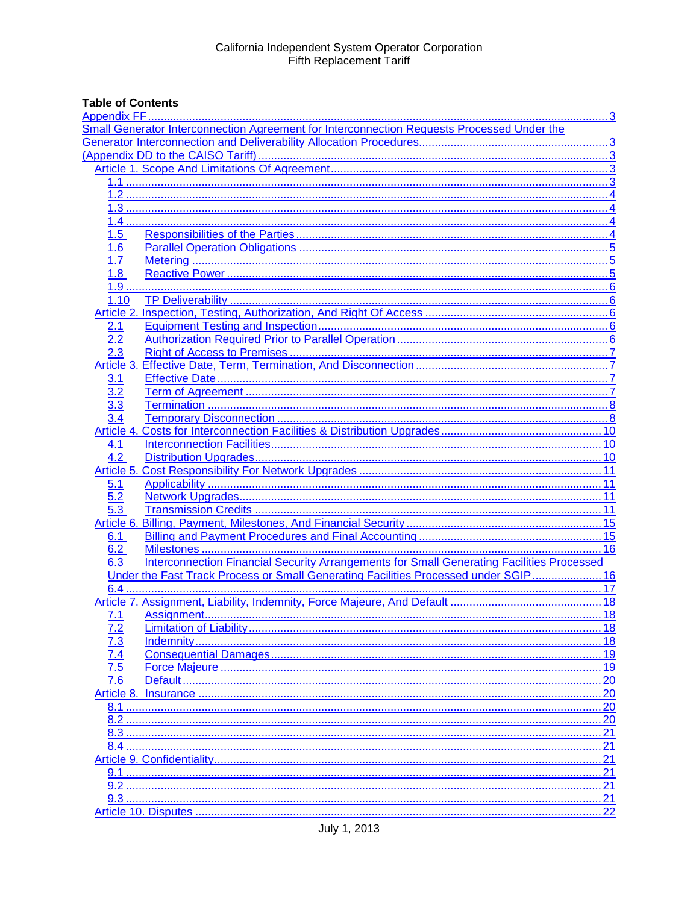California Independent System Operator Corporation
Fifth Replacement Tariff

**Table of Contents**

Appendix FF ..... 3
Small Generator Interconnection Agreement for Interconnection Requests Processed Under the Generator Interconnection and Deliverability Allocation Procedures ..... 3
(Appendix DD to the CAISO Tariff) ..... 3

- Article 1. Scope And Limitations Of Agreement ..... 3
  - 1.1 ..... 3
  - 1.2 ..... 4
  - 1.3 ..... 4
  - 1.4 ..... 4
  - 1.5 Responsibilities of the Parties ..... 4
  - 1.6 Parallel Operation Obligations ..... 5
  - 1.7 Metering ..... 5
  - 1.8 Reactive Power ..... 5
  - 1.9 ..... 6
  - 1.10 TP Deliverability ..... 6
- Article 2. Inspection, Testing, Authorization, And Right Of Access ..... 6
  - 2.1 Equipment Testing and Inspection ..... 6
  - 2.2 Authorization Required Prior to Parallel Operation ..... 6
  - 2.3 Right of Access to Premises ..... 7
- Article 3. Effective Date, Term, Termination, And Disconnection ..... 7
  - 3.1 Effective Date ..... 7
  - 3.2 Term of Agreement ..... 7
  - 3.3 Termination ..... 8
  - 3.4 Temporary Disconnection ..... 8
- Article 4. Costs for Interconnection Facilities & Distribution Upgrades ..... 10
  - 4.1 Interconnection Facilities ..... 10
  - 4.2 Distribution Upgrades ..... 10
- Article 5. Cost Responsibility For Network Upgrades ..... 11
  - 5.1 Applicability ..... 11
  - 5.2 Network Upgrades ..... 11
  - 5.3 Transmission Credits ..... 11
- Article 6. Billing, Payment, Milestones, And Financial Security ..... 15
  - 6.1 Billing and Payment Procedures and Final Accounting ..... 15
  - 6.2 Milestones ..... 16
  - 6.3 Interconnection Financial Security Arrangements for Small Generating Facilities Processed Under the Fast Track Process or Small Generating Facilities Processed under SGIP ..... 16
  - 6.4 ..... 17
- Article 7. Assignment, Liability, Indemnity, Force Majeure, And Default ..... 18
  - 7.1 Assignment ..... 18
  - 7.2 Limitation of Liability ..... 18
  - 7.3 Indemnity ..... 18
  - 7.4 Consequential Damages ..... 19
  - 7.5 Force Majeure ..... 19
  - 7.6 Default ..... 20
- Article 8. Insurance ..... 20
  - 8.1 ..... 20
  - 8.2 ..... 20
  - 8.3 ..... 21
  - 8.4 ..... 21
- Article 9. Confidentiality ..... 21
  - 9.1 ..... 21
  - 9.2 ..... 21
  - 9.3 ..... 21
- Article 10. Disputes ..... 22

July 1, 2013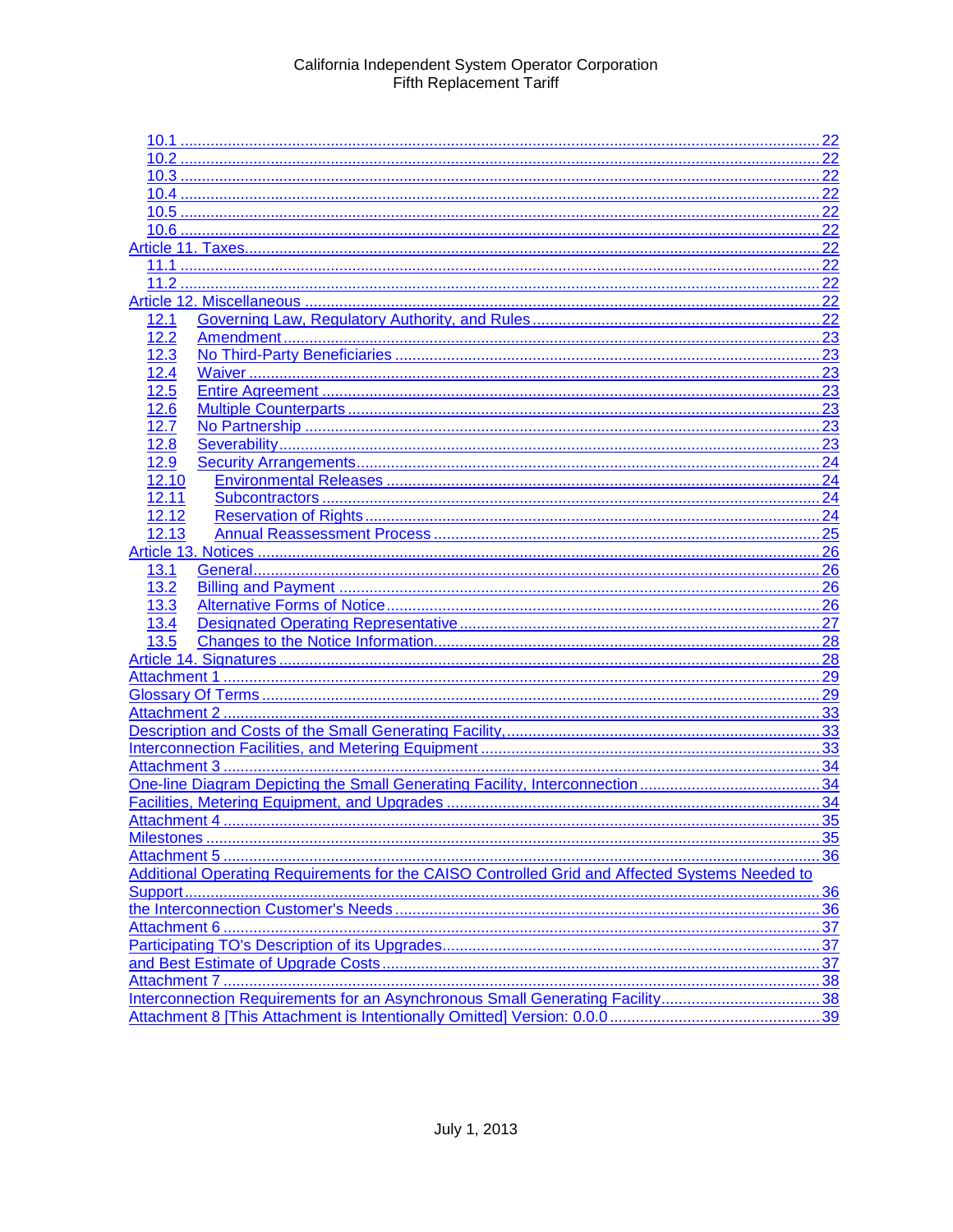10.1 .......... 22
10.2 .......... 22
10.3 .......... 22
10.4 .......... 22
10.5 .......... 22
10.6 .......... 22
Article 11. Taxes .......... 22
11.1 .......... 22
11.2 .......... 22
Article 12. Miscellaneous .......... 22
12.1 Governing Law, Regulatory Authority, and Rules .......... 22
12.2 Amendment .......... 23
12.3 No Third-Party Beneficiaries .......... 23
12.4 Waiver .......... 23
12.5 Entire Agreement .......... 23
12.6 Multiple Counterparts .......... 23
12.7 No Partnership .......... 23
12.8 Severability .......... 23
12.9 Security Arrangements .......... 24
12.10 Environmental Releases .......... 24
12.11 Subcontractors .......... 24
12.12 Reservation of Rights .......... 24
12.13 Annual Reassessment Process .......... 25
Article 13. Notices .......... 26
13.1 General .......... 26
13.2 Billing and Payment .......... 26
13.3 Alternative Forms of Notice .......... 26
13.4 Designated Operating Representative .......... 27
13.5 Changes to the Notice Information .......... 28
Article 14. Signatures .......... 28
Attachment 1 .......... 29
Glossary Of Terms .......... 29
Attachment 2 .......... 33
Description and Costs of the Small Generating Facility, .......... 33
Interconnection Facilities, and Metering Equipment .......... 33
Attachment 3 .......... 34
One-line Diagram Depicting the Small Generating Facility, Interconnection .......... 34
Facilities, Metering Equipment, and Upgrades .......... 34
Attachment 4 .......... 35
Milestones .......... 35
Attachment 5 .......... 36
Additional Operating Requirements for the CAISO Controlled Grid and Affected Systems Needed to Support .......... 36
the Interconnection Customer's Needs .......... 36
Attachment 6 .......... 37
Participating TO's Description of its Upgrades .......... 37
and Best Estimate of Upgrade Costs .......... 37
Attachment 7 .......... 38
Interconnection Requirements for an Asynchronous Small Generating Facility .......... 38
Attachment 8 [This Attachment is Intentionally Omitted] Version: 0.0.0 .......... 39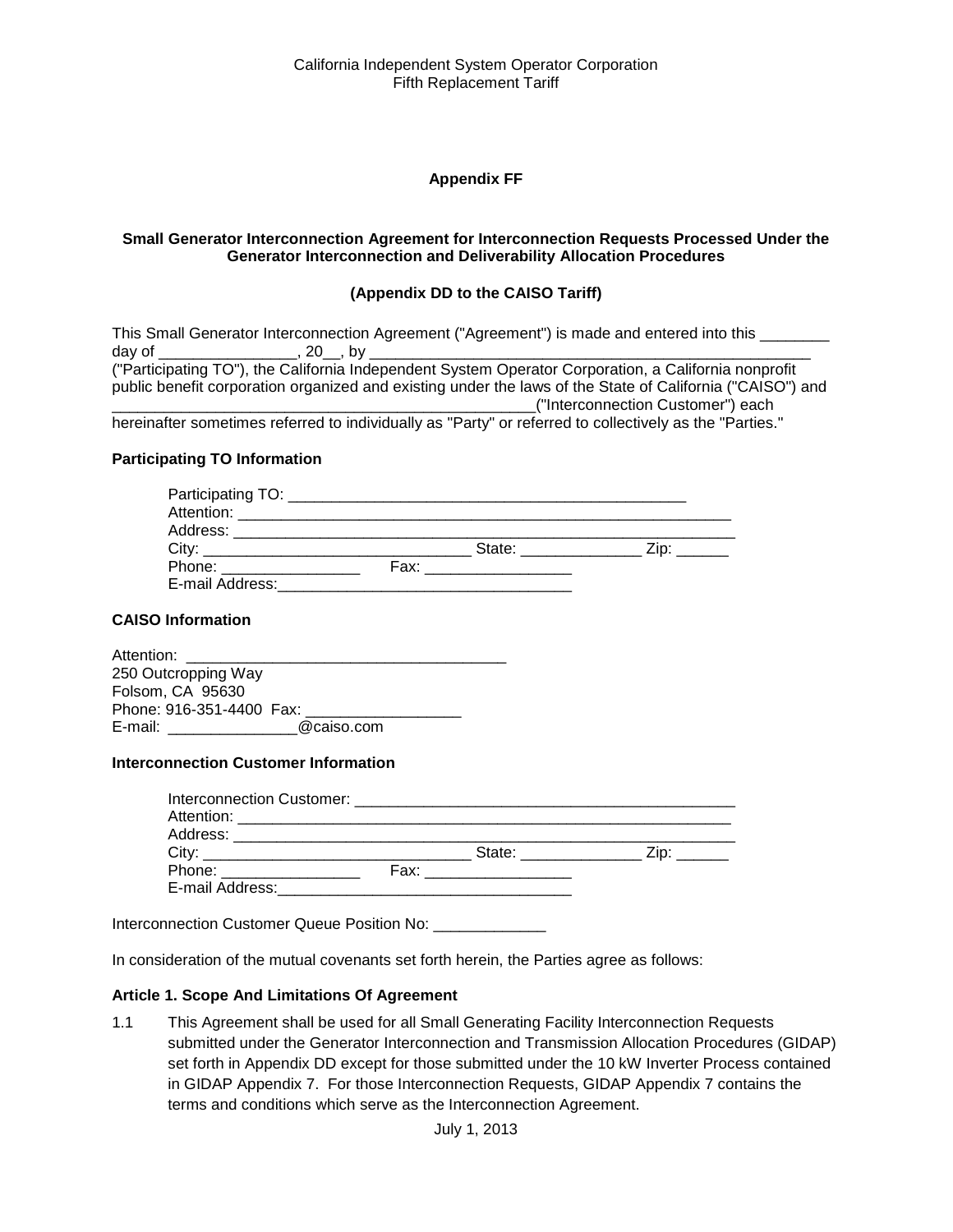**Appendix FF**

**Small Generator Interconnection Agreement for Interconnection Requests Processed Under the Generator Interconnection and Deliverability Allocation Procedures**

**(Appendix DD to the CAISO Tariff)**

This Small Generator Interconnection Agreement ("Agreement") is made and entered into this ________ day of ________________, 20__, by ______________________________________________________ ("Participating TO"), the California Independent System Operator Corporation, a California nonprofit public benefit corporation organized and existing under the laws of the State of California ("CAISO") and __________________________________________________("Interconnection Customer") each hereinafter sometimes referred to individually as "Party" or referred to collectively as the "Parties."

**Participating TO Information**

Participating TO: ________________________________________________
Attention: ____________________________________________________________
Address: _____________________________________________________________
City: ________________________________ State: ______________ Zip: ______
Phone: ________________ Fax: _________________
E-mail Address:___________________________________

**CAISO Information**

Attention: ______________________________________
250 Outcropping Way
Folsom, CA 95630
Phone: 916-351-4400 Fax: __________________
E-mail: _______________@caiso.com

**Interconnection Customer Information**

Interconnection Customer: ____________________________________________
Attention: ____________________________________________________________
Address: _____________________________________________________________
City: ________________________________ State: ______________ Zip: ______
Phone: ________________ Fax: _________________
E-mail Address:___________________________________

Interconnection Customer Queue Position No: _____________

In consideration of the mutual covenants set forth herein, the Parties agree as follows:

**Article 1. Scope And Limitations Of Agreement**

1.1 This Agreement shall be used for all Small Generating Facility Interconnection Requests submitted under the Generator Interconnection and Transmission Allocation Procedures (GIDAP) set forth in Appendix DD except for those submitted under the 10 kW Inverter Process contained in GIDAP Appendix 7. For those Interconnection Requests, GIDAP Appendix 7 contains the terms and conditions which serve as the Interconnection Agreement.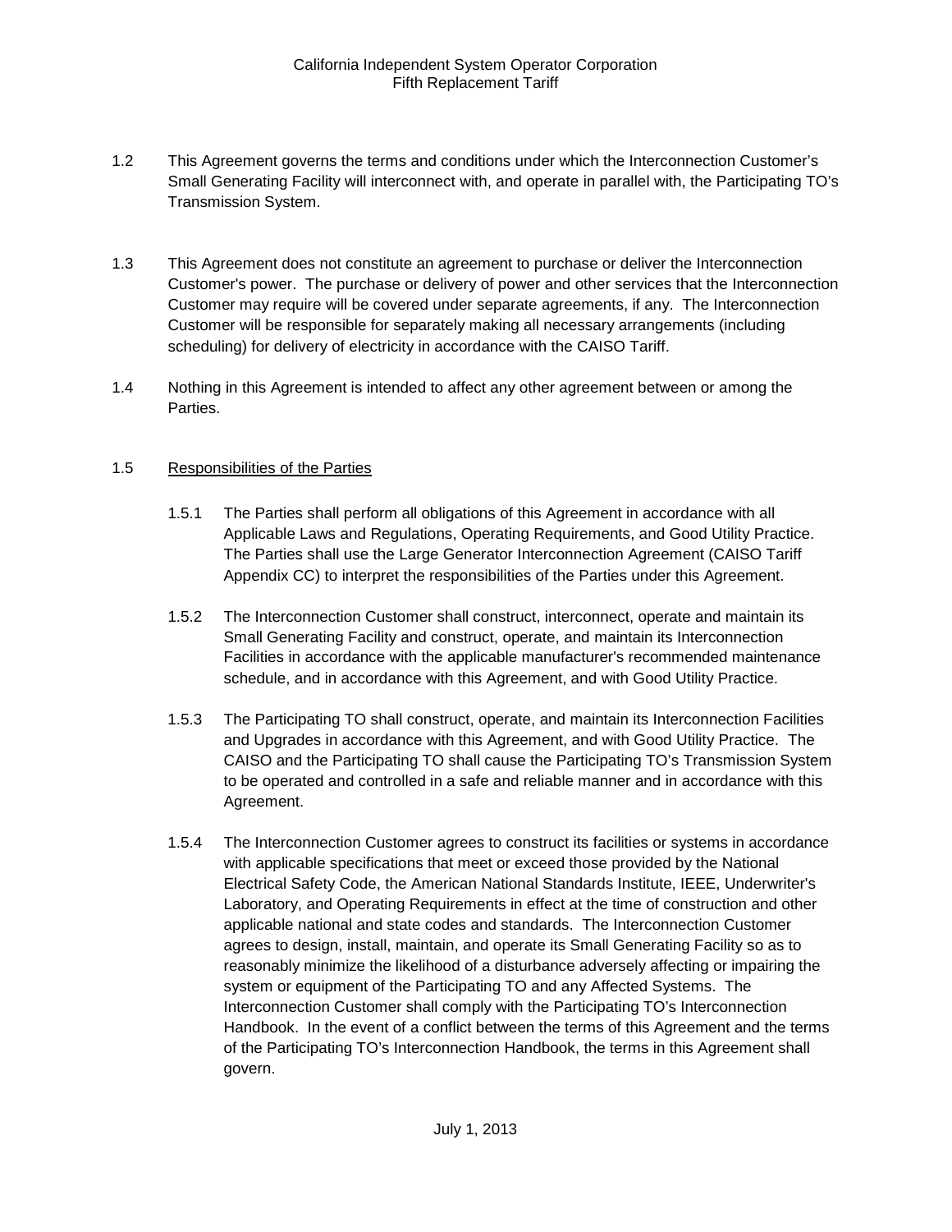1.2 This Agreement governs the terms and conditions under which the Interconnection Customer's Small Generating Facility will interconnect with, and operate in parallel with, the Participating TO's Transmission System.

1.3 This Agreement does not constitute an agreement to purchase or deliver the Interconnection Customer's power. The purchase or delivery of power and other services that the Interconnection Customer may require will be covered under separate agreements, if any. The Interconnection Customer will be responsible for separately making all necessary arrangements (including scheduling) for delivery of electricity in accordance with the CAISO Tariff.

1.4 Nothing in this Agreement is intended to affect any other agreement between or among the Parties.

1.5 Responsibilities of the Parties

1.5.1 The Parties shall perform all obligations of this Agreement in accordance with all Applicable Laws and Regulations, Operating Requirements, and Good Utility Practice. The Parties shall use the Large Generator Interconnection Agreement (CAISO Tariff Appendix CC) to interpret the responsibilities of the Parties under this Agreement.

1.5.2 The Interconnection Customer shall construct, interconnect, operate and maintain its Small Generating Facility and construct, operate, and maintain its Interconnection Facilities in accordance with the applicable manufacturer's recommended maintenance schedule, and in accordance with this Agreement, and with Good Utility Practice.

1.5.3 The Participating TO shall construct, operate, and maintain its Interconnection Facilities and Upgrades in accordance with this Agreement, and with Good Utility Practice. The CAISO and the Participating TO shall cause the Participating TO's Transmission System to be operated and controlled in a safe and reliable manner and in accordance with this Agreement.

1.5.4 The Interconnection Customer agrees to construct its facilities or systems in accordance with applicable specifications that meet or exceed those provided by the National Electrical Safety Code, the American National Standards Institute, IEEE, Underwriter's Laboratory, and Operating Requirements in effect at the time of construction and other applicable national and state codes and standards. The Interconnection Customer agrees to design, install, maintain, and operate its Small Generating Facility so as to reasonably minimize the likelihood of a disturbance adversely affecting or impairing the system or equipment of the Participating TO and any Affected Systems. The Interconnection Customer shall comply with the Participating TO's Interconnection Handbook. In the event of a conflict between the terms of this Agreement and the terms of the Participating TO's Interconnection Handbook, the terms in this Agreement shall govern.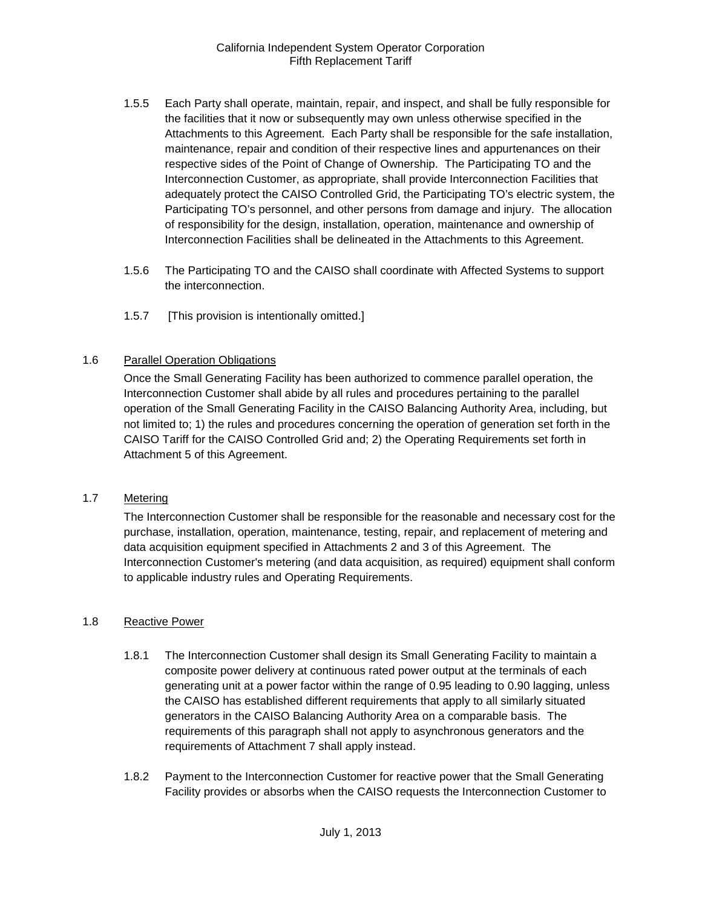1.5.5 Each Party shall operate, maintain, repair, and inspect, and shall be fully responsible for the facilities that it now or subsequently may own unless otherwise specified in the Attachments to this Agreement. Each Party shall be responsible for the safe installation, maintenance, repair and condition of their respective lines and appurtenances on their respective sides of the Point of Change of Ownership. The Participating TO and the Interconnection Customer, as appropriate, shall provide Interconnection Facilities that adequately protect the CAISO Controlled Grid, the Participating TO's electric system, the Participating TO's personnel, and other persons from damage and injury. The allocation of responsibility for the design, installation, operation, maintenance and ownership of Interconnection Facilities shall be delineated in the Attachments to this Agreement.

1.5.6 The Participating TO and the CAISO shall coordinate with Affected Systems to support the interconnection.

1.5.7 [This provision is intentionally omitted.]

1.6 Parallel Operation Obligations

Once the Small Generating Facility has been authorized to commence parallel operation, the Interconnection Customer shall abide by all rules and procedures pertaining to the parallel operation of the Small Generating Facility in the CAISO Balancing Authority Area, including, but not limited to; 1) the rules and procedures concerning the operation of generation set forth in the CAISO Tariff for the CAISO Controlled Grid and; 2) the Operating Requirements set forth in Attachment 5 of this Agreement.

1.7 Metering

The Interconnection Customer shall be responsible for the reasonable and necessary cost for the purchase, installation, operation, maintenance, testing, repair, and replacement of metering and data acquisition equipment specified in Attachments 2 and 3 of this Agreement. The Interconnection Customer's metering (and data acquisition, as required) equipment shall conform to applicable industry rules and Operating Requirements.

1.8 Reactive Power

1.8.1 The Interconnection Customer shall design its Small Generating Facility to maintain a composite power delivery at continuous rated power output at the terminals of each generating unit at a power factor within the range of 0.95 leading to 0.90 lagging, unless the CAISO has established different requirements that apply to all similarly situated generators in the CAISO Balancing Authority Area on a comparable basis. The requirements of this paragraph shall not apply to asynchronous generators and the requirements of Attachment 7 shall apply instead.

1.8.2 Payment to the Interconnection Customer for reactive power that the Small Generating Facility provides or absorbs when the CAISO requests the Interconnection Customer to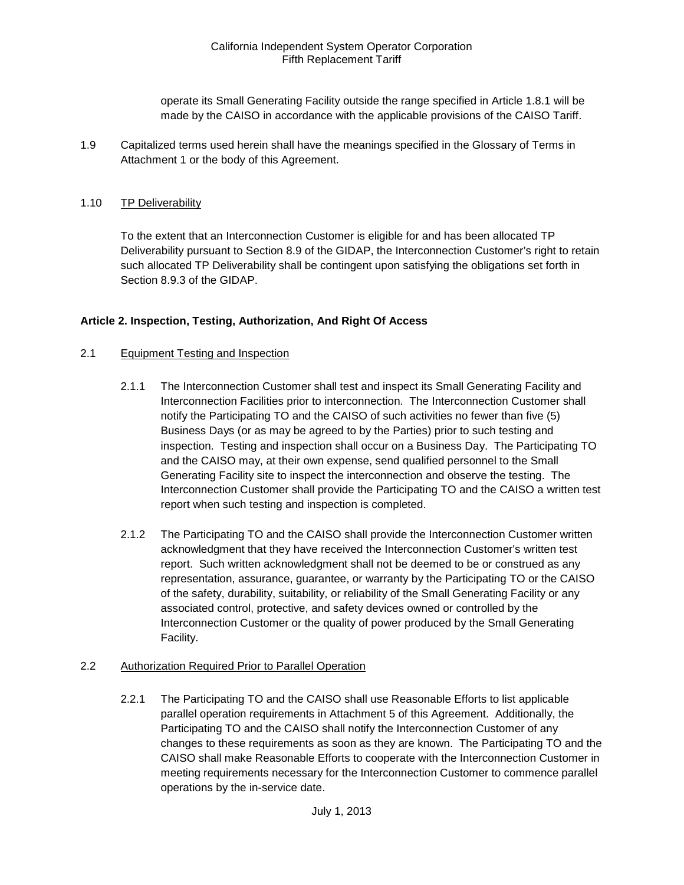operate its Small Generating Facility outside the range specified in Article 1.8.1 will be made by the CAISO in accordance with the applicable provisions of the CAISO Tariff.

1.9 Capitalized terms used herein shall have the meanings specified in the Glossary of Terms in Attachment 1 or the body of this Agreement.

1.10 TP Deliverability

To the extent that an Interconnection Customer is eligible for and has been allocated TP Deliverability pursuant to Section 8.9 of the GIDAP, the Interconnection Customer's right to retain such allocated TP Deliverability shall be contingent upon satisfying the obligations set forth in Section 8.9.3 of the GIDAP.

**Article 2. Inspection, Testing, Authorization, And Right Of Access**

2.1 Equipment Testing and Inspection

2.1.1 The Interconnection Customer shall test and inspect its Small Generating Facility and Interconnection Facilities prior to interconnection. The Interconnection Customer shall notify the Participating TO and the CAISO of such activities no fewer than five (5) Business Days (or as may be agreed to by the Parties) prior to such testing and inspection. Testing and inspection shall occur on a Business Day. The Participating TO and the CAISO may, at their own expense, send qualified personnel to the Small Generating Facility site to inspect the interconnection and observe the testing. The Interconnection Customer shall provide the Participating TO and the CAISO a written test report when such testing and inspection is completed.

2.1.2 The Participating TO and the CAISO shall provide the Interconnection Customer written acknowledgment that they have received the Interconnection Customer's written test report. Such written acknowledgment shall not be deemed to be or construed as any representation, assurance, guarantee, or warranty by the Participating TO or the CAISO of the safety, durability, suitability, or reliability of the Small Generating Facility or any associated control, protective, and safety devices owned or controlled by the Interconnection Customer or the quality of power produced by the Small Generating Facility.

2.2 Authorization Required Prior to Parallel Operation

2.2.1 The Participating TO and the CAISO shall use Reasonable Efforts to list applicable parallel operation requirements in Attachment 5 of this Agreement. Additionally, the Participating TO and the CAISO shall notify the Interconnection Customer of any changes to these requirements as soon as they are known. The Participating TO and the CAISO shall make Reasonable Efforts to cooperate with the Interconnection Customer in meeting requirements necessary for the Interconnection Customer to commence parallel operations by the in-service date.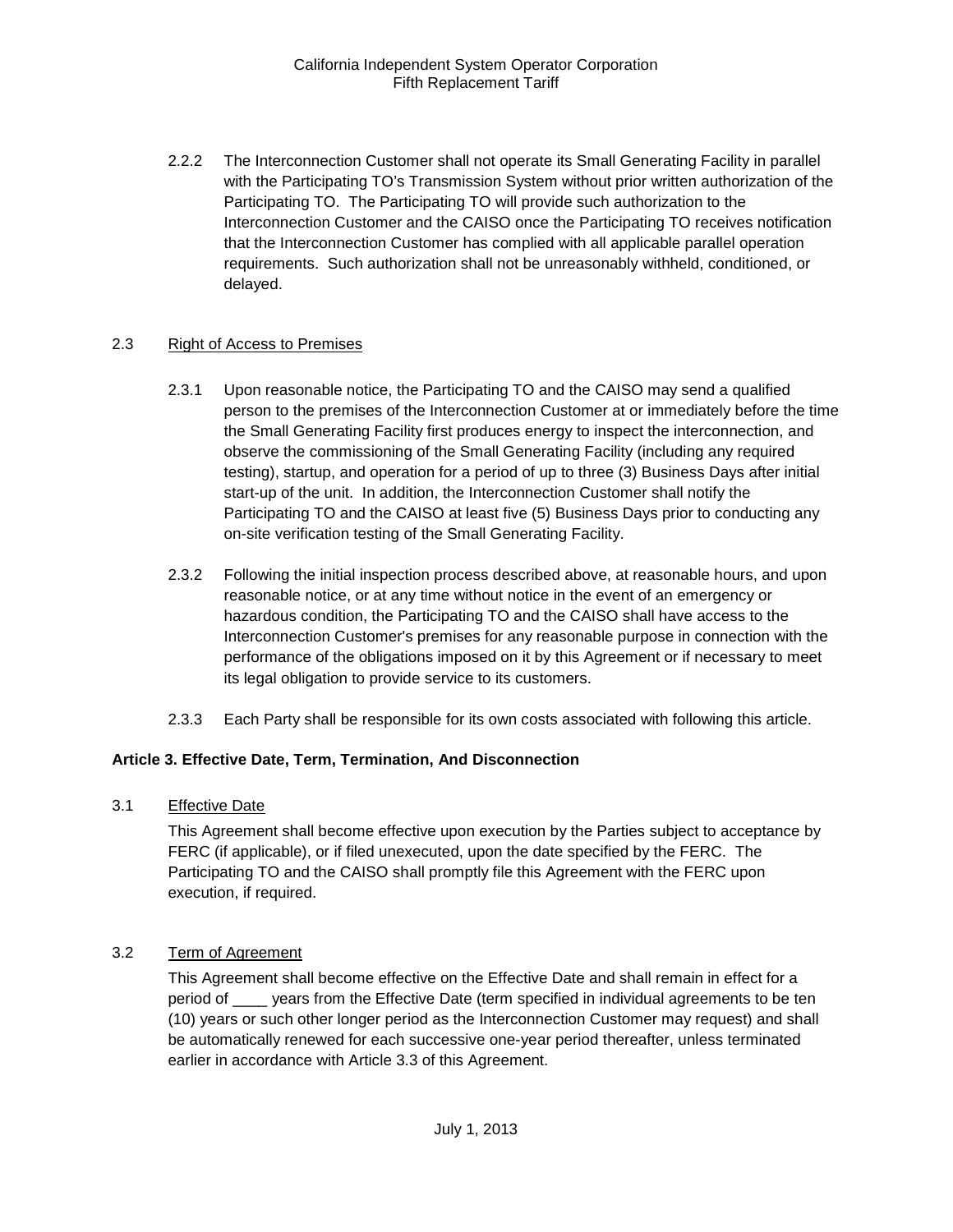2.2.2 The Interconnection Customer shall not operate its Small Generating Facility in parallel with the Participating TO's Transmission System without prior written authorization of the Participating TO. The Participating TO will provide such authorization to the Interconnection Customer and the CAISO once the Participating TO receives notification that the Interconnection Customer has complied with all applicable parallel operation requirements. Such authorization shall not be unreasonably withheld, conditioned, or delayed.

2.3 Right of Access to Premises

2.3.1 Upon reasonable notice, the Participating TO and the CAISO may send a qualified person to the premises of the Interconnection Customer at or immediately before the time the Small Generating Facility first produces energy to inspect the interconnection, and observe the commissioning of the Small Generating Facility (including any required testing), startup, and operation for a period of up to three (3) Business Days after initial start-up of the unit. In addition, the Interconnection Customer shall notify the Participating TO and the CAISO at least five (5) Business Days prior to conducting any on-site verification testing of the Small Generating Facility.

2.3.2 Following the initial inspection process described above, at reasonable hours, and upon reasonable notice, or at any time without notice in the event of an emergency or hazardous condition, the Participating TO and the CAISO shall have access to the Interconnection Customer's premises for any reasonable purpose in connection with the performance of the obligations imposed on it by this Agreement or if necessary to meet its legal obligation to provide service to its customers.

2.3.3 Each Party shall be responsible for its own costs associated with following this article.

**Article 3. Effective Date, Term, Termination, And Disconnection**

3.1 Effective Date

This Agreement shall become effective upon execution by the Parties subject to acceptance by FERC (if applicable), or if filed unexecuted, upon the date specified by the FERC. The Participating TO and the CAISO shall promptly file this Agreement with the FERC upon execution, if required.

3.2 Term of Agreement

This Agreement shall become effective on the Effective Date and shall remain in effect for a period of ____ years from the Effective Date (term specified in individual agreements to be ten (10) years or such other longer period as the Interconnection Customer may request) and shall be automatically renewed for each successive one-year period thereafter, unless terminated earlier in accordance with Article 3.3 of this Agreement.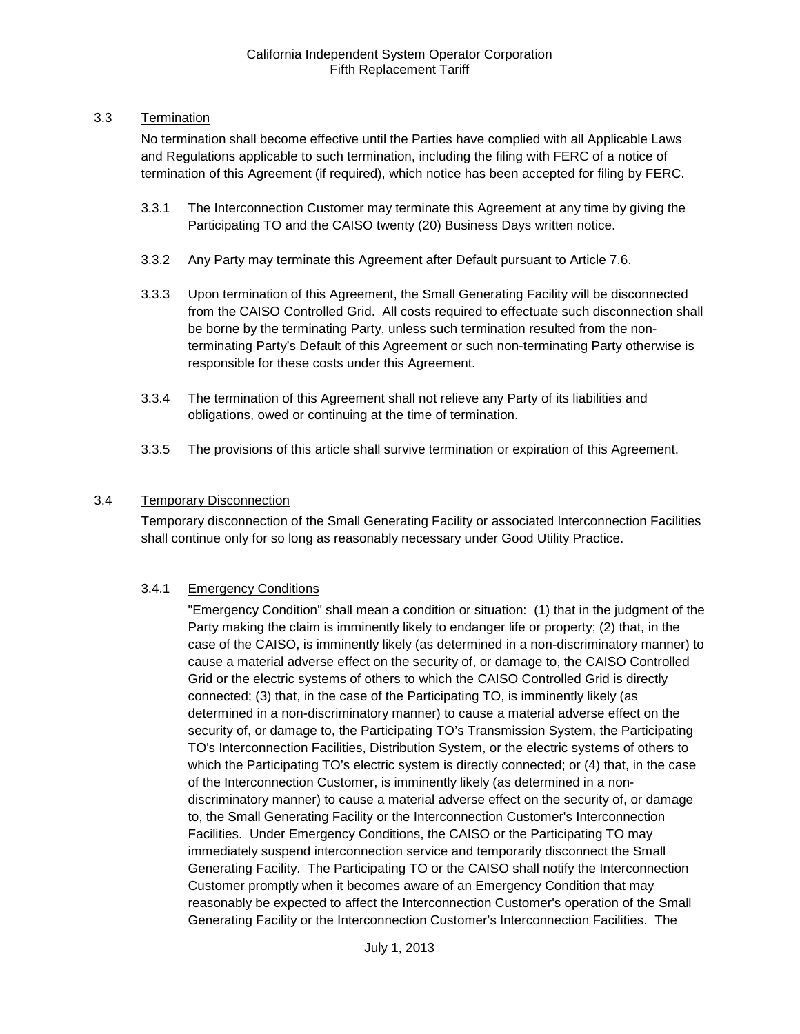3.3 Termination

No termination shall become effective until the Parties have complied with all Applicable Laws and Regulations applicable to such termination, including the filing with FERC of a notice of termination of this Agreement (if required), which notice has been accepted for filing by FERC.

3.3.1 The Interconnection Customer may terminate this Agreement at any time by giving the Participating TO and the CAISO twenty (20) Business Days written notice.

3.3.2 Any Party may terminate this Agreement after Default pursuant to Article 7.6.

3.3.3 Upon termination of this Agreement, the Small Generating Facility will be disconnected from the CAISO Controlled Grid. All costs required to effectuate such disconnection shall be borne by the terminating Party, unless such termination resulted from the non-terminating Party's Default of this Agreement or such non-terminating Party otherwise is responsible for these costs under this Agreement.

3.3.4 The termination of this Agreement shall not relieve any Party of its liabilities and obligations, owed or continuing at the time of termination.

3.3.5 The provisions of this article shall survive termination or expiration of this Agreement.

3.4 Temporary Disconnection

Temporary disconnection of the Small Generating Facility or associated Interconnection Facilities shall continue only for so long as reasonably necessary under Good Utility Practice.

3.4.1 Emergency Conditions

"Emergency Condition" shall mean a condition or situation: (1) that in the judgment of the Party making the claim is imminently likely to endanger life or property; (2) that, in the case of the CAISO, is imminently likely (as determined in a non-discriminatory manner) to cause a material adverse effect on the security of, or damage to, the CAISO Controlled Grid or the electric systems of others to which the CAISO Controlled Grid is directly connected; (3) that, in the case of the Participating TO, is imminently likely (as determined in a non-discriminatory manner) to cause a material adverse effect on the security of, or damage to, the Participating TO's Transmission System, the Participating TO's Interconnection Facilities, Distribution System, or the electric systems of others to which the Participating TO's electric system is directly connected; or (4) that, in the case of the Interconnection Customer, is imminently likely (as determined in a non-discriminatory manner) to cause a material adverse effect on the security of, or damage to, the Small Generating Facility or the Interconnection Customer's Interconnection Facilities. Under Emergency Conditions, the CAISO or the Participating TO may immediately suspend interconnection service and temporarily disconnect the Small Generating Facility. The Participating TO or the CAISO shall notify the Interconnection Customer promptly when it becomes aware of an Emergency Condition that may reasonably be expected to affect the Interconnection Customer's operation of the Small Generating Facility or the Interconnection Customer's Interconnection Facilities. The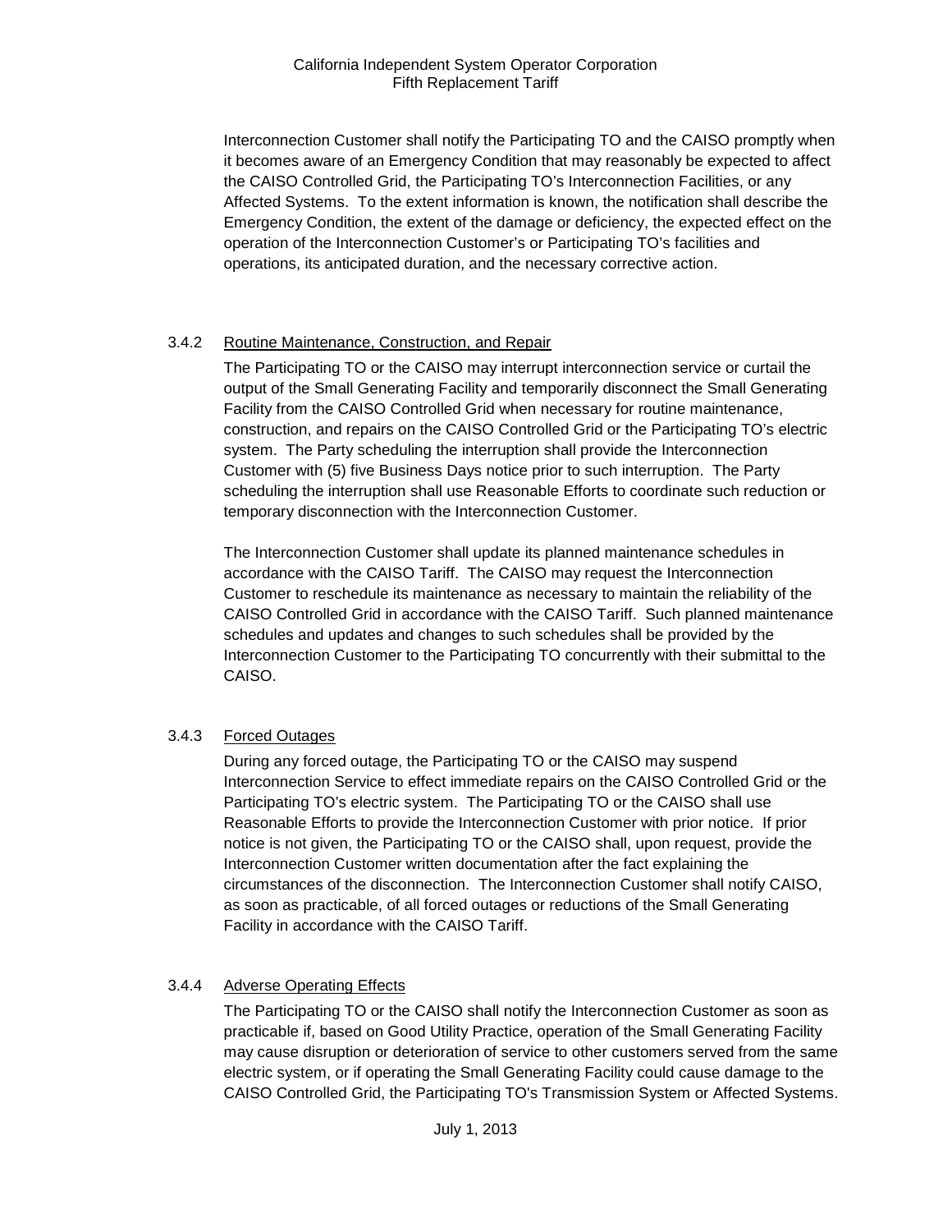Interconnection Customer shall notify the Participating TO and the CAISO promptly when it becomes aware of an Emergency Condition that may reasonably be expected to affect the CAISO Controlled Grid, the Participating TO's Interconnection Facilities, or any Affected Systems. To the extent information is known, the notification shall describe the Emergency Condition, the extent of the damage or deficiency, the expected effect on the operation of the Interconnection Customer's or Participating TO's facilities and operations, its anticipated duration, and the necessary corrective action.

3.4.2 Routine Maintenance, Construction, and Repair

The Participating TO or the CAISO may interrupt interconnection service or curtail the output of the Small Generating Facility and temporarily disconnect the Small Generating Facility from the CAISO Controlled Grid when necessary for routine maintenance, construction, and repairs on the CAISO Controlled Grid or the Participating TO's electric system. The Party scheduling the interruption shall provide the Interconnection Customer with (5) five Business Days notice prior to such interruption. The Party scheduling the interruption shall use Reasonable Efforts to coordinate such reduction or temporary disconnection with the Interconnection Customer.

The Interconnection Customer shall update its planned maintenance schedules in accordance with the CAISO Tariff. The CAISO may request the Interconnection Customer to reschedule its maintenance as necessary to maintain the reliability of the CAISO Controlled Grid in accordance with the CAISO Tariff. Such planned maintenance schedules and updates and changes to such schedules shall be provided by the Interconnection Customer to the Participating TO concurrently with their submittal to the CAISO.

3.4.3 Forced Outages

During any forced outage, the Participating TO or the CAISO may suspend Interconnection Service to effect immediate repairs on the CAISO Controlled Grid or the Participating TO's electric system. The Participating TO or the CAISO shall use Reasonable Efforts to provide the Interconnection Customer with prior notice. If prior notice is not given, the Participating TO or the CAISO shall, upon request, provide the Interconnection Customer written documentation after the fact explaining the circumstances of the disconnection. The Interconnection Customer shall notify CAISO, as soon as practicable, of all forced outages or reductions of the Small Generating Facility in accordance with the CAISO Tariff.

3.4.4 Adverse Operating Effects

The Participating TO or the CAISO shall notify the Interconnection Customer as soon as practicable if, based on Good Utility Practice, operation of the Small Generating Facility may cause disruption or deterioration of service to other customers served from the same electric system, or if operating the Small Generating Facility could cause damage to the CAISO Controlled Grid, the Participating TO's Transmission System or Affected Systems.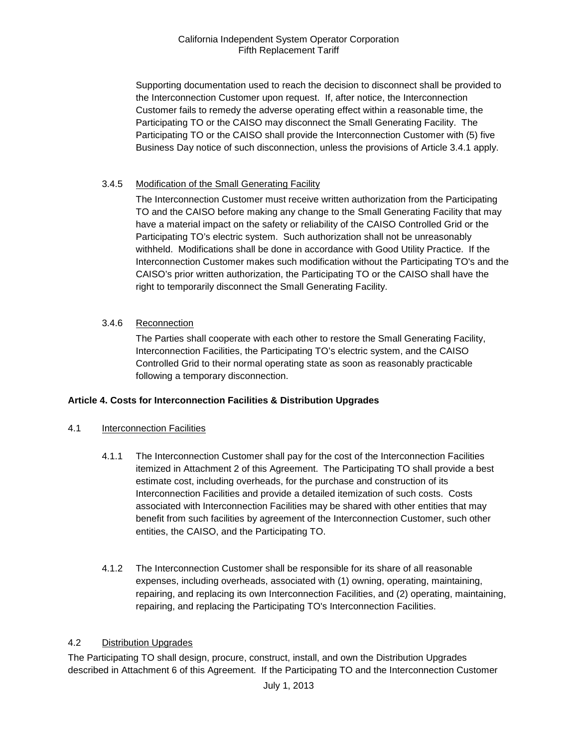Supporting documentation used to reach the decision to disconnect shall be provided to the Interconnection Customer upon request. If, after notice, the Interconnection Customer fails to remedy the adverse operating effect within a reasonable time, the Participating TO or the CAISO may disconnect the Small Generating Facility. The Participating TO or the CAISO shall provide the Interconnection Customer with (5) five Business Day notice of such disconnection, unless the provisions of Article 3.4.1 apply.

3.4.5 Modification of the Small Generating Facility

The Interconnection Customer must receive written authorization from the Participating TO and the CAISO before making any change to the Small Generating Facility that may have a material impact on the safety or reliability of the CAISO Controlled Grid or the Participating TO's electric system. Such authorization shall not be unreasonably withheld. Modifications shall be done in accordance with Good Utility Practice. If the Interconnection Customer makes such modification without the Participating TO's and the CAISO's prior written authorization, the Participating TO or the CAISO shall have the right to temporarily disconnect the Small Generating Facility.

3.4.6 Reconnection

The Parties shall cooperate with each other to restore the Small Generating Facility, Interconnection Facilities, the Participating TO's electric system, and the CAISO Controlled Grid to their normal operating state as soon as reasonably practicable following a temporary disconnection.

**Article 4. Costs for Interconnection Facilities & Distribution Upgrades**

4.1 Interconnection Facilities

4.1.1 The Interconnection Customer shall pay for the cost of the Interconnection Facilities itemized in Attachment 2 of this Agreement. The Participating TO shall provide a best estimate cost, including overheads, for the purchase and construction of its Interconnection Facilities and provide a detailed itemization of such costs. Costs associated with Interconnection Facilities may be shared with other entities that may benefit from such facilities by agreement of the Interconnection Customer, such other entities, the CAISO, and the Participating TO.

4.1.2 The Interconnection Customer shall be responsible for its share of all reasonable expenses, including overheads, associated with (1) owning, operating, maintaining, repairing, and replacing its own Interconnection Facilities, and (2) operating, maintaining, repairing, and replacing the Participating TO's Interconnection Facilities.

4.2 Distribution Upgrades

The Participating TO shall design, procure, construct, install, and own the Distribution Upgrades described in Attachment 6 of this Agreement. If the Participating TO and the Interconnection Customer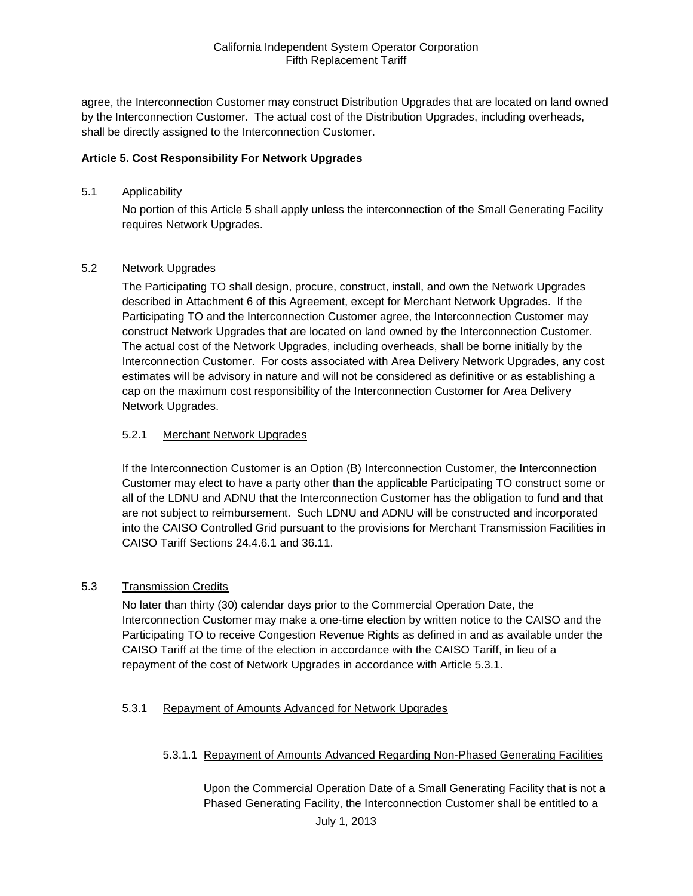agree, the Interconnection Customer may construct Distribution Upgrades that are located on land owned by the Interconnection Customer. The actual cost of the Distribution Upgrades, including overheads, shall be directly assigned to the Interconnection Customer.

**Article 5. Cost Responsibility For Network Upgrades**

5.1 Applicability

No portion of this Article 5 shall apply unless the interconnection of the Small Generating Facility requires Network Upgrades.

5.2 Network Upgrades

The Participating TO shall design, procure, construct, install, and own the Network Upgrades described in Attachment 6 of this Agreement, except for Merchant Network Upgrades. If the Participating TO and the Interconnection Customer agree, the Interconnection Customer may construct Network Upgrades that are located on land owned by the Interconnection Customer. The actual cost of the Network Upgrades, including overheads, shall be borne initially by the Interconnection Customer. For costs associated with Area Delivery Network Upgrades, any cost estimates will be advisory in nature and will not be considered as definitive or as establishing a cap on the maximum cost responsibility of the Interconnection Customer for Area Delivery Network Upgrades.

5.2.1 Merchant Network Upgrades

If the Interconnection Customer is an Option (B) Interconnection Customer, the Interconnection Customer may elect to have a party other than the applicable Participating TO construct some or all of the LDNU and ADNU that the Interconnection Customer has the obligation to fund and that are not subject to reimbursement. Such LDNU and ADNU will be constructed and incorporated into the CAISO Controlled Grid pursuant to the provisions for Merchant Transmission Facilities in CAISO Tariff Sections 24.4.6.1 and 36.11.

5.3 Transmission Credits

No later than thirty (30) calendar days prior to the Commercial Operation Date, the Interconnection Customer may make a one-time election by written notice to the CAISO and the Participating TO to receive Congestion Revenue Rights as defined in and as available under the CAISO Tariff at the time of the election in accordance with the CAISO Tariff, in lieu of a repayment of the cost of Network Upgrades in accordance with Article 5.3.1.

5.3.1 Repayment of Amounts Advanced for Network Upgrades

5.3.1.1 Repayment of Amounts Advanced Regarding Non-Phased Generating Facilities

Upon the Commercial Operation Date of a Small Generating Facility that is not a Phased Generating Facility, the Interconnection Customer shall be entitled to a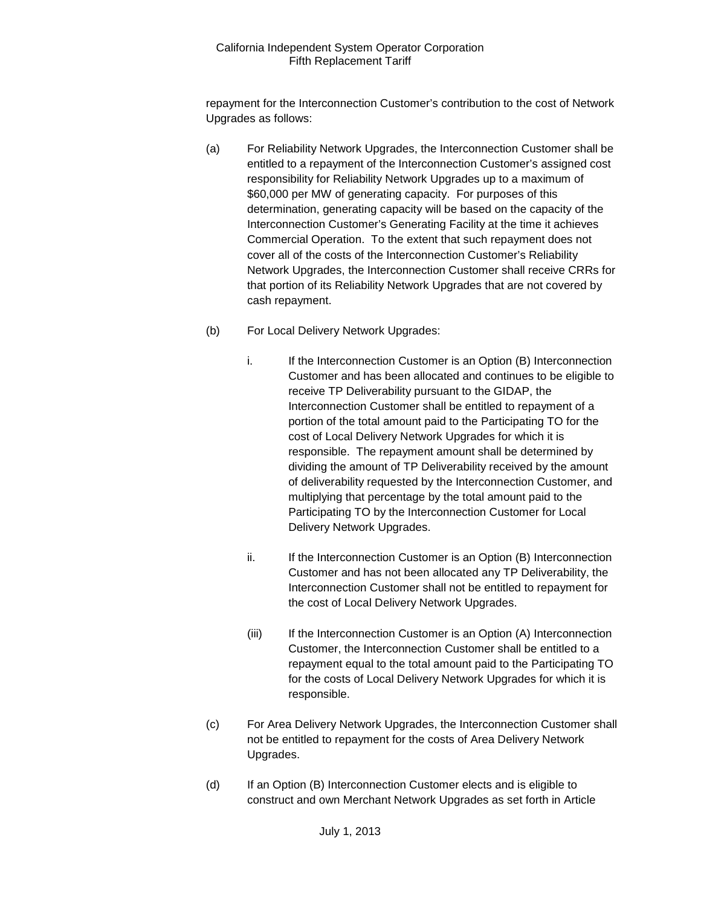repayment for the Interconnection Customer's contribution to the cost of Network Upgrades as follows:

(a) For Reliability Network Upgrades, the Interconnection Customer shall be entitled to a repayment of the Interconnection Customer's assigned cost responsibility for Reliability Network Upgrades up to a maximum of $60,000 per MW of generating capacity. For purposes of this determination, generating capacity will be based on the capacity of the Interconnection Customer's Generating Facility at the time it achieves Commercial Operation. To the extent that such repayment does not cover all of the costs of the Interconnection Customer's Reliability Network Upgrades, the Interconnection Customer shall receive CRRs for that portion of its Reliability Network Upgrades that are not covered by cash repayment.

(b) For Local Delivery Network Upgrades:

  i. If the Interconnection Customer is an Option (B) Interconnection Customer and has been allocated and continues to be eligible to receive TP Deliverability pursuant to the GIDAP, the Interconnection Customer shall be entitled to repayment of a portion of the total amount paid to the Participating TO for the cost of Local Delivery Network Upgrades for which it is responsible. The repayment amount shall be determined by dividing the amount of TP Deliverability received by the amount of deliverability requested by the Interconnection Customer, and multiplying that percentage by the total amount paid to the Participating TO by the Interconnection Customer for Local Delivery Network Upgrades.

  ii. If the Interconnection Customer is an Option (B) Interconnection Customer and has not been allocated any TP Deliverability, the Interconnection Customer shall not be entitled to repayment for the cost of Local Delivery Network Upgrades.

  (iii) If the Interconnection Customer is an Option (A) Interconnection Customer, the Interconnection Customer shall be entitled to a repayment equal to the total amount paid to the Participating TO for the costs of Local Delivery Network Upgrades for which it is responsible.

(c) For Area Delivery Network Upgrades, the Interconnection Customer shall not be entitled to repayment for the costs of Area Delivery Network Upgrades.

(d) If an Option (B) Interconnection Customer elects and is eligible to construct and own Merchant Network Upgrades as set forth in Article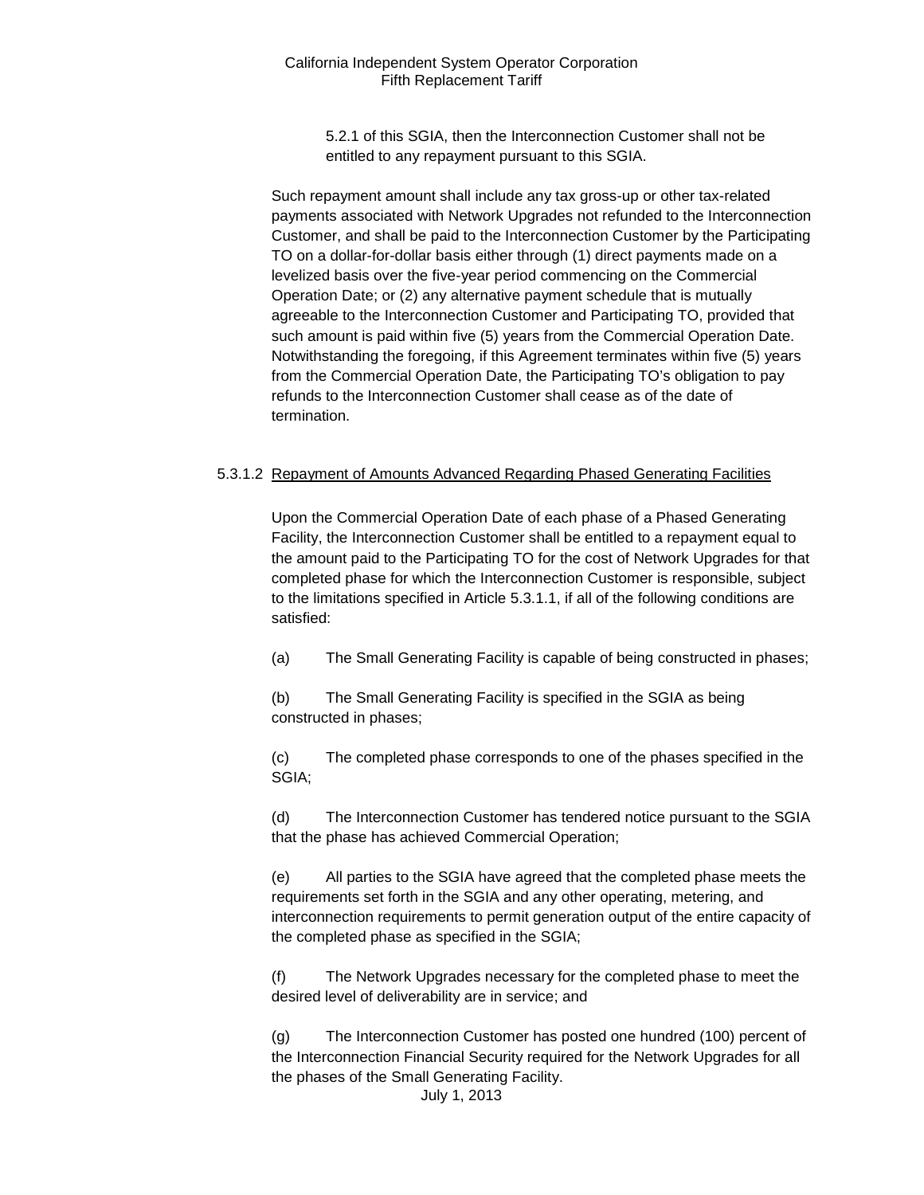5.2.1 of this SGIA, then the Interconnection Customer shall not be entitled to any repayment pursuant to this SGIA.

Such repayment amount shall include any tax gross-up or other tax-related payments associated with Network Upgrades not refunded to the Interconnection Customer, and shall be paid to the Interconnection Customer by the Participating TO on a dollar-for-dollar basis either through (1) direct payments made on a levelized basis over the five-year period commencing on the Commercial Operation Date; or (2) any alternative payment schedule that is mutually agreeable to the Interconnection Customer and Participating TO, provided that such amount is paid within five (5) years from the Commercial Operation Date. Notwithstanding the foregoing, if this Agreement terminates within five (5) years from the Commercial Operation Date, the Participating TO's obligation to pay refunds to the Interconnection Customer shall cease as of the date of termination.

5.3.1.2 Repayment of Amounts Advanced Regarding Phased Generating Facilities

Upon the Commercial Operation Date of each phase of a Phased Generating Facility, the Interconnection Customer shall be entitled to a repayment equal to the amount paid to the Participating TO for the cost of Network Upgrades for that completed phase for which the Interconnection Customer is responsible, subject to the limitations specified in Article 5.3.1.1, if all of the following conditions are satisfied:

(a) The Small Generating Facility is capable of being constructed in phases;

(b) The Small Generating Facility is specified in the SGIA as being constructed in phases;

(c) The completed phase corresponds to one of the phases specified in the SGIA;

(d) The Interconnection Customer has tendered notice pursuant to the SGIA that the phase has achieved Commercial Operation;

(e) All parties to the SGIA have agreed that the completed phase meets the requirements set forth in the SGIA and any other operating, metering, and interconnection requirements to permit generation output of the entire capacity of the completed phase as specified in the SGIA;

(f) The Network Upgrades necessary for the completed phase to meet the desired level of deliverability are in service; and

(g) The Interconnection Customer has posted one hundred (100) percent of the Interconnection Financial Security required for the Network Upgrades for all the phases of the Small Generating Facility.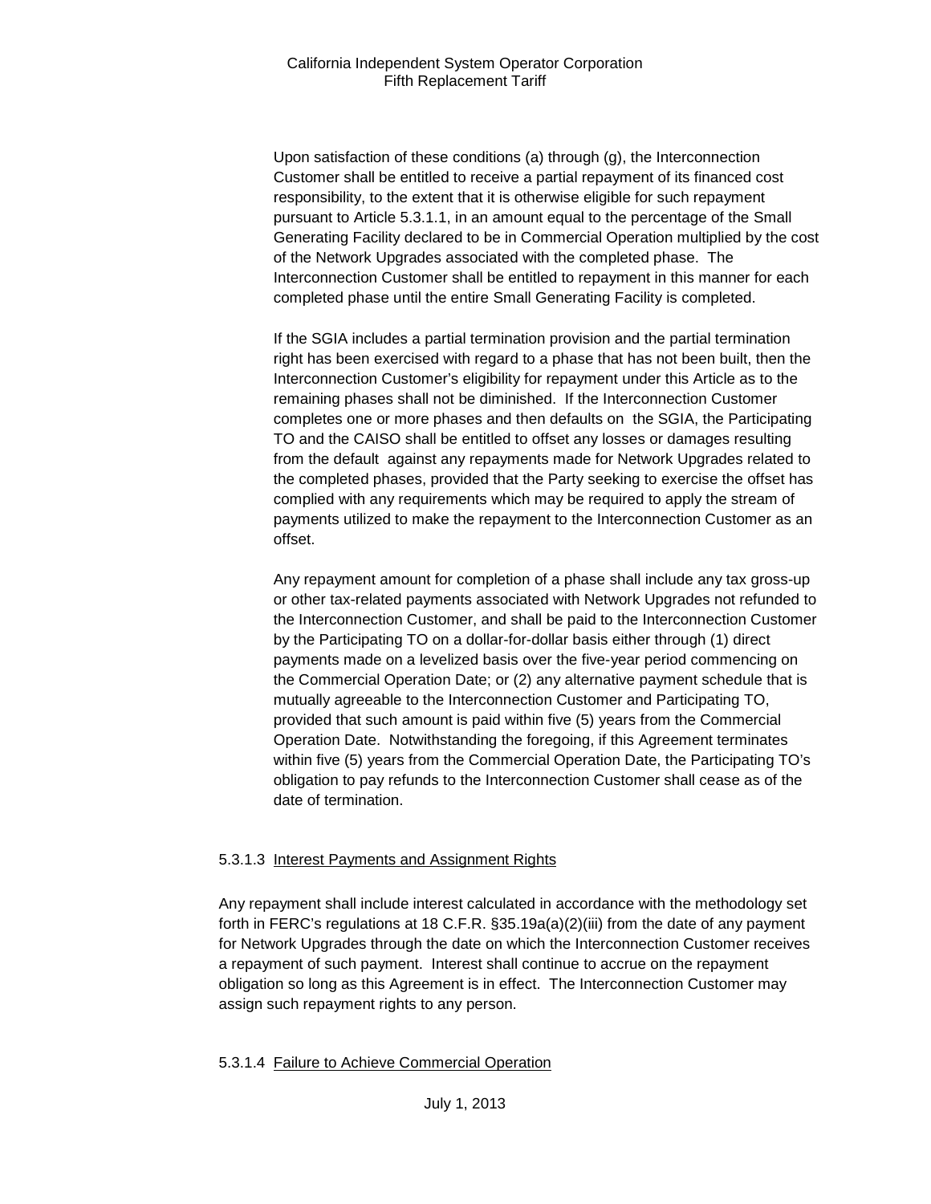Upon satisfaction of these conditions (a) through (g), the Interconnection Customer shall be entitled to receive a partial repayment of its financed cost responsibility, to the extent that it is otherwise eligible for such repayment pursuant to Article 5.3.1.1, in an amount equal to the percentage of the Small Generating Facility declared to be in Commercial Operation multiplied by the cost of the Network Upgrades associated with the completed phase. The Interconnection Customer shall be entitled to repayment in this manner for each completed phase until the entire Small Generating Facility is completed.

If the SGIA includes a partial termination provision and the partial termination right has been exercised with regard to a phase that has not been built, then the Interconnection Customer's eligibility for repayment under this Article as to the remaining phases shall not be diminished. If the Interconnection Customer completes one or more phases and then defaults on the SGIA, the Participating TO and the CAISO shall be entitled to offset any losses or damages resulting from the default against any repayments made for Network Upgrades related to the completed phases, provided that the Party seeking to exercise the offset has complied with any requirements which may be required to apply the stream of payments utilized to make the repayment to the Interconnection Customer as an offset.

Any repayment amount for completion of a phase shall include any tax gross-up or other tax-related payments associated with Network Upgrades not refunded to the Interconnection Customer, and shall be paid to the Interconnection Customer by the Participating TO on a dollar-for-dollar basis either through (1) direct payments made on a levelized basis over the five-year period commencing on the Commercial Operation Date; or (2) any alternative payment schedule that is mutually agreeable to the Interconnection Customer and Participating TO, provided that such amount is paid within five (5) years from the Commercial Operation Date. Notwithstanding the foregoing, if this Agreement terminates within five (5) years from the Commercial Operation Date, the Participating TO's obligation to pay refunds to the Interconnection Customer shall cease as of the date of termination.

5.3.1.3 Interest Payments and Assignment Rights

Any repayment shall include interest calculated in accordance with the methodology set forth in FERC's regulations at 18 C.F.R. §35.19a(a)(2)(iii) from the date of any payment for Network Upgrades through the date on which the Interconnection Customer receives a repayment of such payment. Interest shall continue to accrue on the repayment obligation so long as this Agreement is in effect. The Interconnection Customer may assign such repayment rights to any person.

5.3.1.4 Failure to Achieve Commercial Operation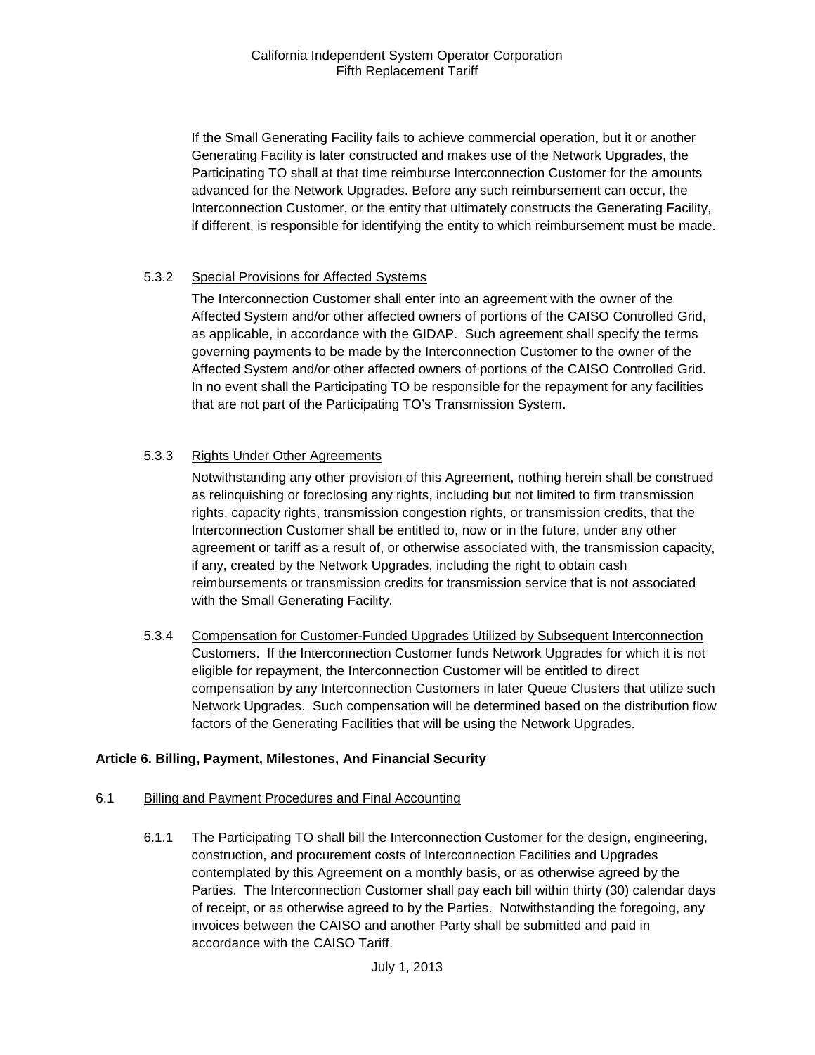If the Small Generating Facility fails to achieve commercial operation, but it or another Generating Facility is later constructed and makes use of the Network Upgrades, the Participating TO shall at that time reimburse Interconnection Customer for the amounts advanced for the Network Upgrades. Before any such reimbursement can occur, the Interconnection Customer, or the entity that ultimately constructs the Generating Facility, if different, is responsible for identifying the entity to which reimbursement must be made.

5.3.2 Special Provisions for Affected Systems

The Interconnection Customer shall enter into an agreement with the owner of the Affected System and/or other affected owners of portions of the CAISO Controlled Grid, as applicable, in accordance with the GIDAP. Such agreement shall specify the terms governing payments to be made by the Interconnection Customer to the owner of the Affected System and/or other affected owners of portions of the CAISO Controlled Grid. In no event shall the Participating TO be responsible for the repayment for any facilities that are not part of the Participating TO's Transmission System.

5.3.3 Rights Under Other Agreements

Notwithstanding any other provision of this Agreement, nothing herein shall be construed as relinquishing or foreclosing any rights, including but not limited to firm transmission rights, capacity rights, transmission congestion rights, or transmission credits, that the Interconnection Customer shall be entitled to, now or in the future, under any other agreement or tariff as a result of, or otherwise associated with, the transmission capacity, if any, created by the Network Upgrades, including the right to obtain cash reimbursements or transmission credits for transmission service that is not associated with the Small Generating Facility.

5.3.4 Compensation for Customer-Funded Upgrades Utilized by Subsequent Interconnection Customers. If the Interconnection Customer funds Network Upgrades for which it is not eligible for repayment, the Interconnection Customer will be entitled to direct compensation by any Interconnection Customers in later Queue Clusters that utilize such Network Upgrades. Such compensation will be determined based on the distribution flow factors of the Generating Facilities that will be using the Network Upgrades.

## Article 6. Billing, Payment, Milestones, And Financial Security

6.1 Billing and Payment Procedures and Final Accounting

6.1.1 The Participating TO shall bill the Interconnection Customer for the design, engineering, construction, and procurement costs of Interconnection Facilities and Upgrades contemplated by this Agreement on a monthly basis, or as otherwise agreed by the Parties. The Interconnection Customer shall pay each bill within thirty (30) calendar days of receipt, or as otherwise agreed to by the Parties. Notwithstanding the foregoing, any invoices between the CAISO and another Party shall be submitted and paid in accordance with the CAISO Tariff.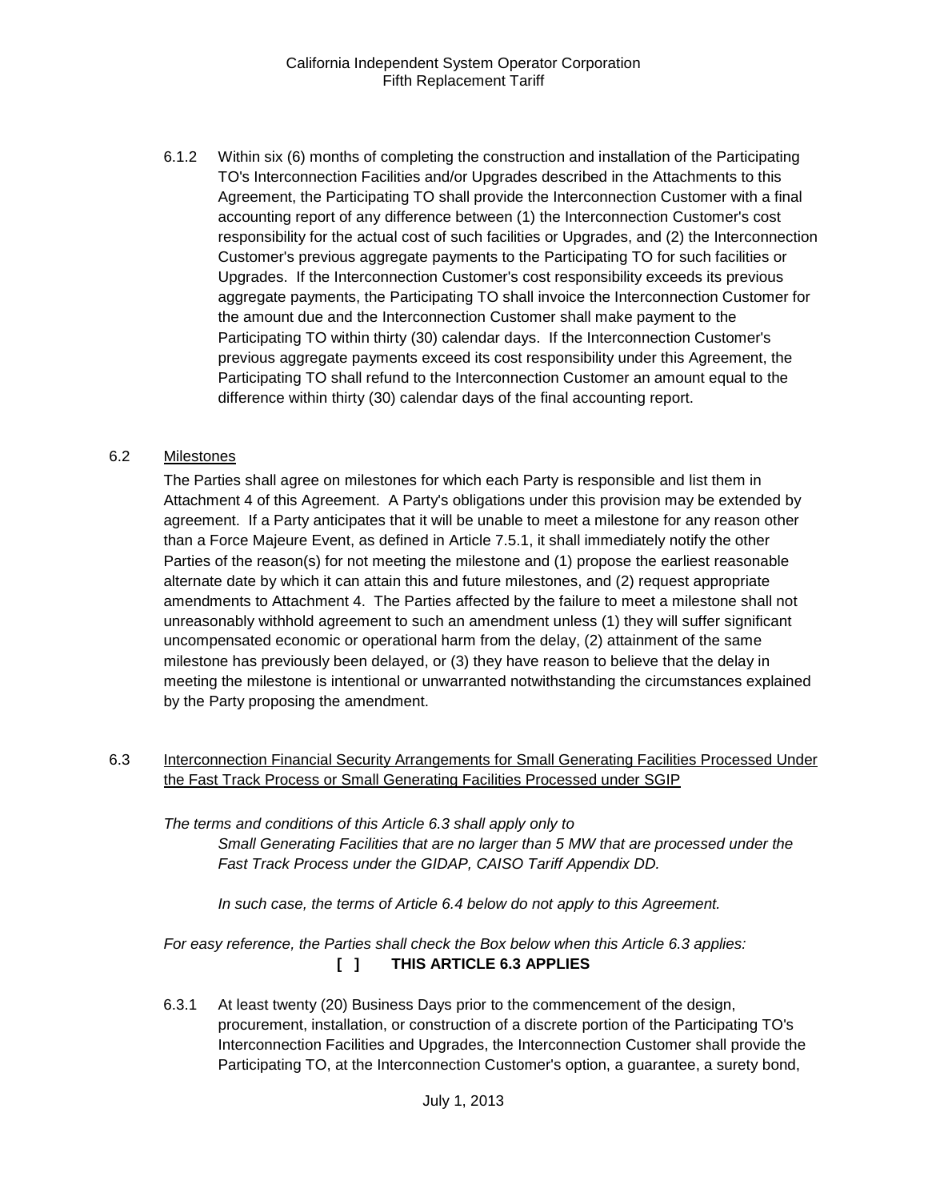6.1.2 Within six (6) months of completing the construction and installation of the Participating TO's Interconnection Facilities and/or Upgrades described in the Attachments to this Agreement, the Participating TO shall provide the Interconnection Customer with a final accounting report of any difference between (1) the Interconnection Customer's cost responsibility for the actual cost of such facilities or Upgrades, and (2) the Interconnection Customer's previous aggregate payments to the Participating TO for such facilities or Upgrades. If the Interconnection Customer's cost responsibility exceeds its previous aggregate payments, the Participating TO shall invoice the Interconnection Customer for the amount due and the Interconnection Customer shall make payment to the Participating TO within thirty (30) calendar days. If the Interconnection Customer's previous aggregate payments exceed its cost responsibility under this Agreement, the Participating TO shall refund to the Interconnection Customer an amount equal to the difference within thirty (30) calendar days of the final accounting report.

6.2 Milestones

The Parties shall agree on milestones for which each Party is responsible and list them in Attachment 4 of this Agreement. A Party's obligations under this provision may be extended by agreement. If a Party anticipates that it will be unable to meet a milestone for any reason other than a Force Majeure Event, as defined in Article 7.5.1, it shall immediately notify the other Parties of the reason(s) for not meeting the milestone and (1) propose the earliest reasonable alternate date by which it can attain this and future milestones, and (2) request appropriate amendments to Attachment 4. The Parties affected by the failure to meet a milestone shall not unreasonably withhold agreement to such an amendment unless (1) they will suffer significant uncompensated economic or operational harm from the delay, (2) attainment of the same milestone has previously been delayed, or (3) they have reason to believe that the delay in meeting the milestone is intentional or unwarranted notwithstanding the circumstances explained by the Party proposing the amendment.

6.3 Interconnection Financial Security Arrangements for Small Generating Facilities Processed Under the Fast Track Process or Small Generating Facilities Processed under SGIP

*The terms and conditions of this Article 6.3 shall apply only to*

*Small Generating Facilities that are no larger than 5 MW that are processed under the Fast Track Process under the GIDAP, CAISO Tariff Appendix DD.*

*In such case, the terms of Article 6.4 below do not apply to this Agreement.*

*For easy reference, the Parties shall check the Box below when this Article 6.3 applies:*

**[ ] THIS ARTICLE 6.3 APPLIES**

6.3.1 At least twenty (20) Business Days prior to the commencement of the design, procurement, installation, or construction of a discrete portion of the Participating TO's Interconnection Facilities and Upgrades, the Interconnection Customer shall provide the Participating TO, at the Interconnection Customer's option, a guarantee, a surety bond,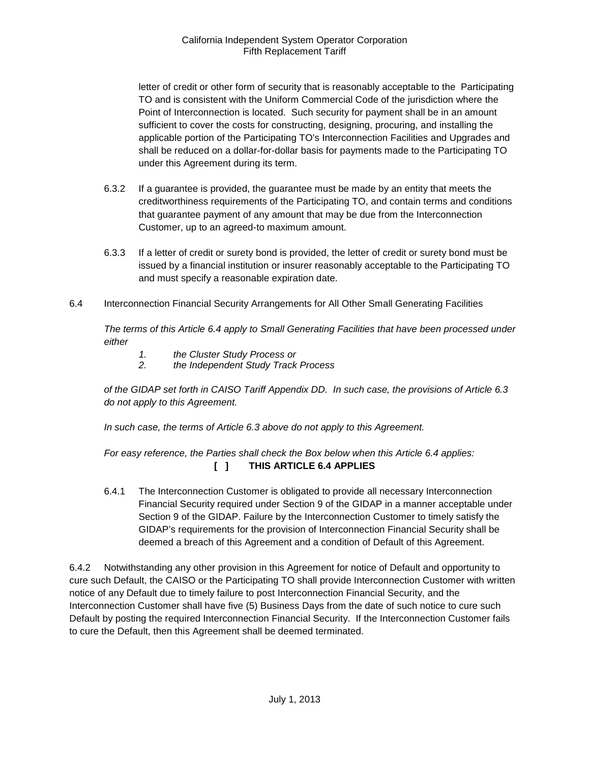letter of credit or other form of security that is reasonably acceptable to the Participating TO and is consistent with the Uniform Commercial Code of the jurisdiction where the Point of Interconnection is located. Such security for payment shall be in an amount sufficient to cover the costs for constructing, designing, procuring, and installing the applicable portion of the Participating TO's Interconnection Facilities and Upgrades and shall be reduced on a dollar-for-dollar basis for payments made to the Participating TO under this Agreement during its term.

6.3.2 If a guarantee is provided, the guarantee must be made by an entity that meets the creditworthiness requirements of the Participating TO, and contain terms and conditions that guarantee payment of any amount that may be due from the Interconnection Customer, up to an agreed-to maximum amount.

6.3.3 If a letter of credit or surety bond is provided, the letter of credit or surety bond must be issued by a financial institution or insurer reasonably acceptable to the Participating TO and must specify a reasonable expiration date.

6.4 Interconnection Financial Security Arrangements for All Other Small Generating Facilities

*The terms of this Article 6.4 apply to Small Generating Facilities that have been processed under either*

*1. the Cluster Study Process or*
*2. the Independent Study Track Process*

*of the GIDAP set forth in CAISO Tariff Appendix DD. In such case, the provisions of Article 6.3 do not apply to this Agreement.*

*In such case, the terms of Article 6.3 above do not apply to this Agreement.*

*For easy reference, the Parties shall check the Box below when this Article 6.4 applies:*

**[ ] THIS ARTICLE 6.4 APPLIES**

6.4.1 The Interconnection Customer is obligated to provide all necessary Interconnection Financial Security required under Section 9 of the GIDAP in a manner acceptable under Section 9 of the GIDAP. Failure by the Interconnection Customer to timely satisfy the GIDAP's requirements for the provision of Interconnection Financial Security shall be deemed a breach of this Agreement and a condition of Default of this Agreement.

6.4.2 Notwithstanding any other provision in this Agreement for notice of Default and opportunity to cure such Default, the CAISO or the Participating TO shall provide Interconnection Customer with written notice of any Default due to timely failure to post Interconnection Financial Security, and the Interconnection Customer shall have five (5) Business Days from the date of such notice to cure such Default by posting the required Interconnection Financial Security. If the Interconnection Customer fails to cure the Default, then this Agreement shall be deemed terminated.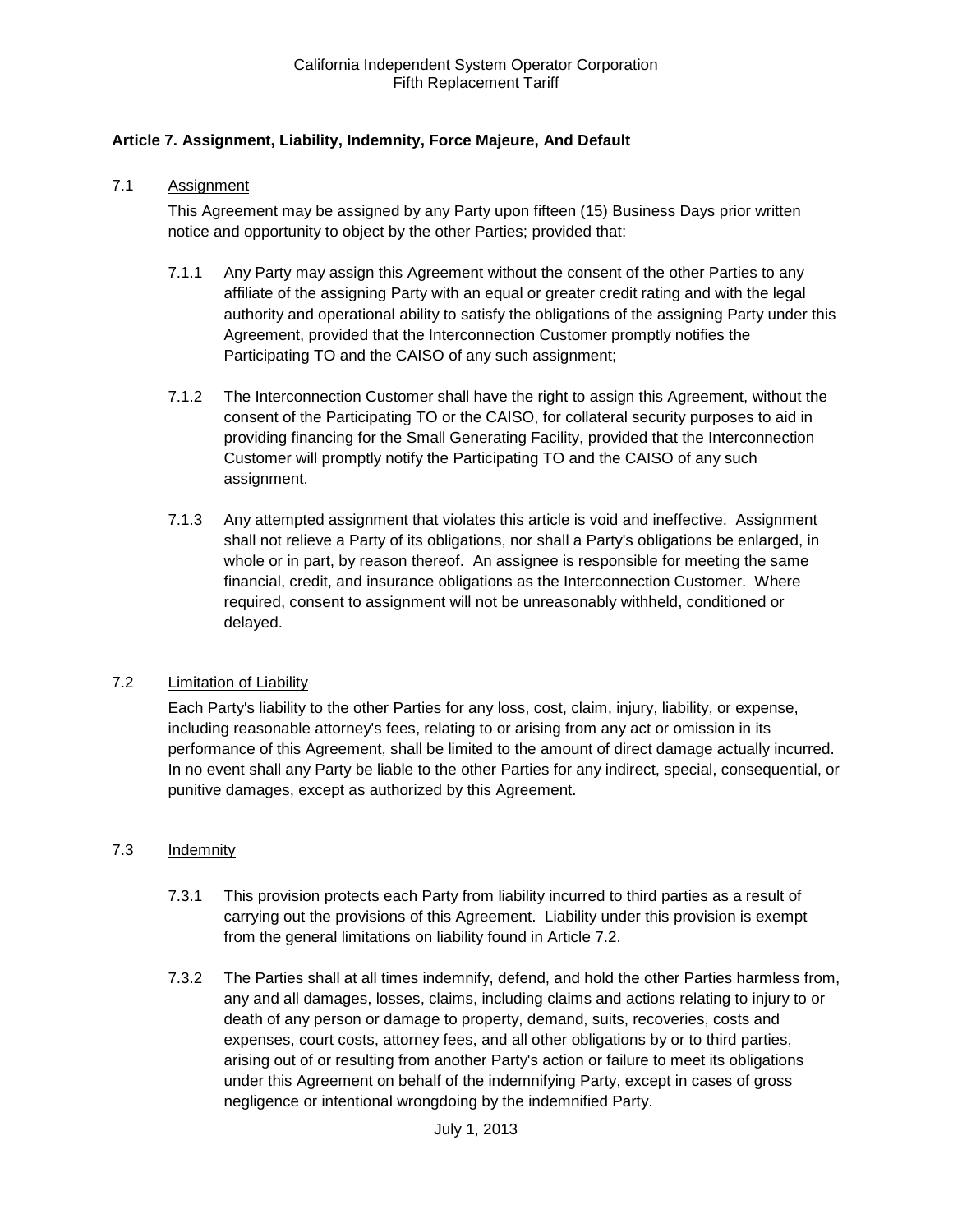**Article 7. Assignment, Liability, Indemnity, Force Majeure, And Default**

7.1 Assignment

This Agreement may be assigned by any Party upon fifteen (15) Business Days prior written notice and opportunity to object by the other Parties; provided that:

7.1.1 Any Party may assign this Agreement without the consent of the other Parties to any affiliate of the assigning Party with an equal or greater credit rating and with the legal authority and operational ability to satisfy the obligations of the assigning Party under this Agreement, provided that the Interconnection Customer promptly notifies the Participating TO and the CAISO of any such assignment;

7.1.2 The Interconnection Customer shall have the right to assign this Agreement, without the consent of the Participating TO or the CAISO, for collateral security purposes to aid in providing financing for the Small Generating Facility, provided that the Interconnection Customer will promptly notify the Participating TO and the CAISO of any such assignment.

7.1.3 Any attempted assignment that violates this article is void and ineffective. Assignment shall not relieve a Party of its obligations, nor shall a Party's obligations be enlarged, in whole or in part, by reason thereof. An assignee is responsible for meeting the same financial, credit, and insurance obligations as the Interconnection Customer. Where required, consent to assignment will not be unreasonably withheld, conditioned or delayed.

7.2 Limitation of Liability

Each Party's liability to the other Parties for any loss, cost, claim, injury, liability, or expense, including reasonable attorney's fees, relating to or arising from any act or omission in its performance of this Agreement, shall be limited to the amount of direct damage actually incurred. In no event shall any Party be liable to the other Parties for any indirect, special, consequential, or punitive damages, except as authorized by this Agreement.

7.3 Indemnity

7.3.1 This provision protects each Party from liability incurred to third parties as a result of carrying out the provisions of this Agreement. Liability under this provision is exempt from the general limitations on liability found in Article 7.2.

7.3.2 The Parties shall at all times indemnify, defend, and hold the other Parties harmless from, any and all damages, losses, claims, including claims and actions relating to injury to or death of any person or damage to property, demand, suits, recoveries, costs and expenses, court costs, attorney fees, and all other obligations by or to third parties, arising out of or resulting from another Party's action or failure to meet its obligations under this Agreement on behalf of the indemnifying Party, except in cases of gross negligence or intentional wrongdoing by the indemnified Party.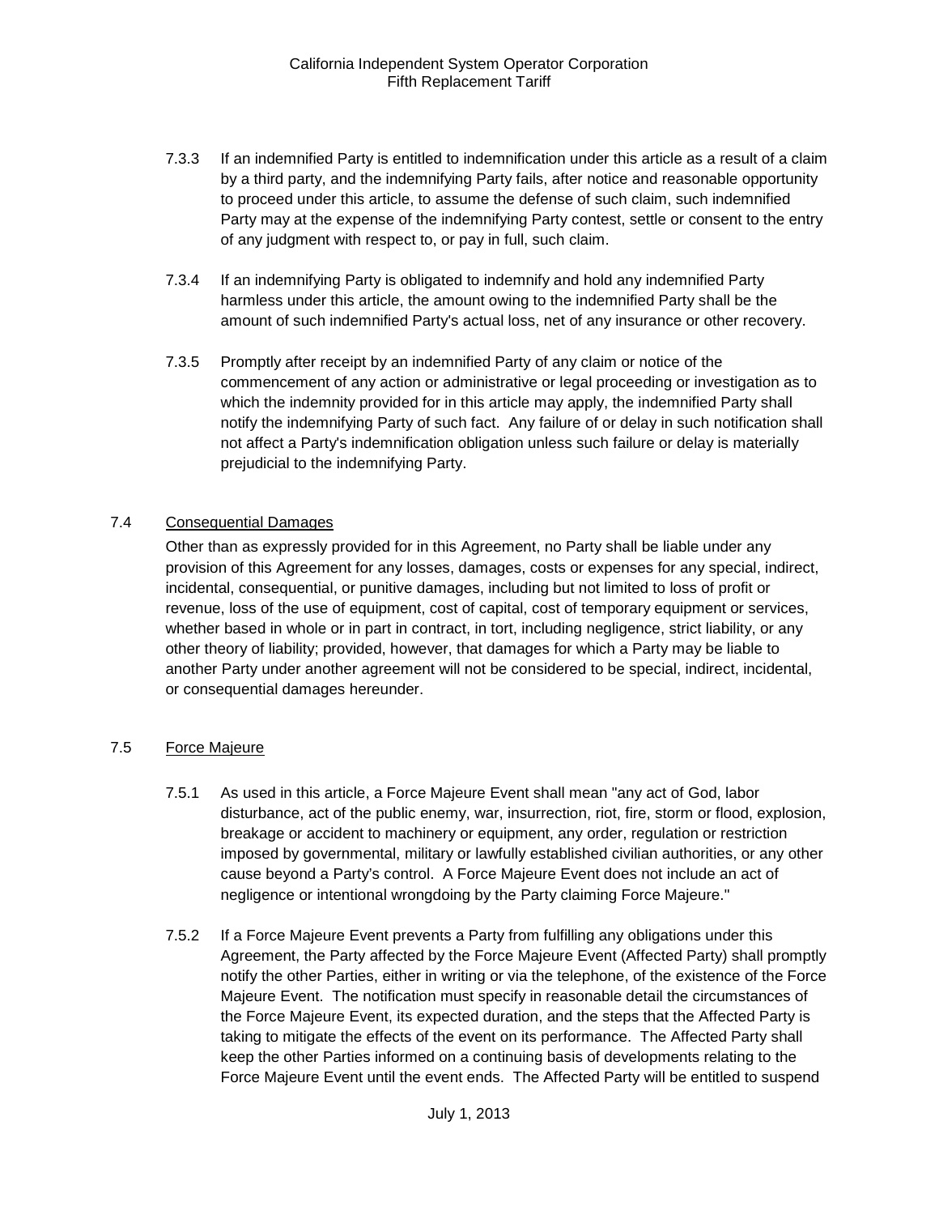7.3.3 If an indemnified Party is entitled to indemnification under this article as a result of a claim by a third party, and the indemnifying Party fails, after notice and reasonable opportunity to proceed under this article, to assume the defense of such claim, such indemnified Party may at the expense of the indemnifying Party contest, settle or consent to the entry of any judgment with respect to, or pay in full, such claim.

7.3.4 If an indemnifying Party is obligated to indemnify and hold any indemnified Party harmless under this article, the amount owing to the indemnified Party shall be the amount of such indemnified Party's actual loss, net of any insurance or other recovery.

7.3.5 Promptly after receipt by an indemnified Party of any claim or notice of the commencement of any action or administrative or legal proceeding or investigation as to which the indemnity provided for in this article may apply, the indemnified Party shall notify the indemnifying Party of such fact. Any failure of or delay in such notification shall not affect a Party's indemnification obligation unless such failure or delay is materially prejudicial to the indemnifying Party.

## 7.4 Consequential Damages

Other than as expressly provided for in this Agreement, no Party shall be liable under any provision of this Agreement for any losses, damages, costs or expenses for any special, indirect, incidental, consequential, or punitive damages, including but not limited to loss of profit or revenue, loss of the use of equipment, cost of capital, cost of temporary equipment or services, whether based in whole or in part in contract, in tort, including negligence, strict liability, or any other theory of liability; provided, however, that damages for which a Party may be liable to another Party under another agreement will not be considered to be special, indirect, incidental, or consequential damages hereunder.

## 7.5 Force Majeure

7.5.1 As used in this article, a Force Majeure Event shall mean "any act of God, labor disturbance, act of the public enemy, war, insurrection, riot, fire, storm or flood, explosion, breakage or accident to machinery or equipment, any order, regulation or restriction imposed by governmental, military or lawfully established civilian authorities, or any other cause beyond a Party's control. A Force Majeure Event does not include an act of negligence or intentional wrongdoing by the Party claiming Force Majeure."

7.5.2 If a Force Majeure Event prevents a Party from fulfilling any obligations under this Agreement, the Party affected by the Force Majeure Event (Affected Party) shall promptly notify the other Parties, either in writing or via the telephone, of the existence of the Force Majeure Event. The notification must specify in reasonable detail the circumstances of the Force Majeure Event, its expected duration, and the steps that the Affected Party is taking to mitigate the effects of the event on its performance. The Affected Party shall keep the other Parties informed on a continuing basis of developments relating to the Force Majeure Event until the event ends. The Affected Party will be entitled to suspend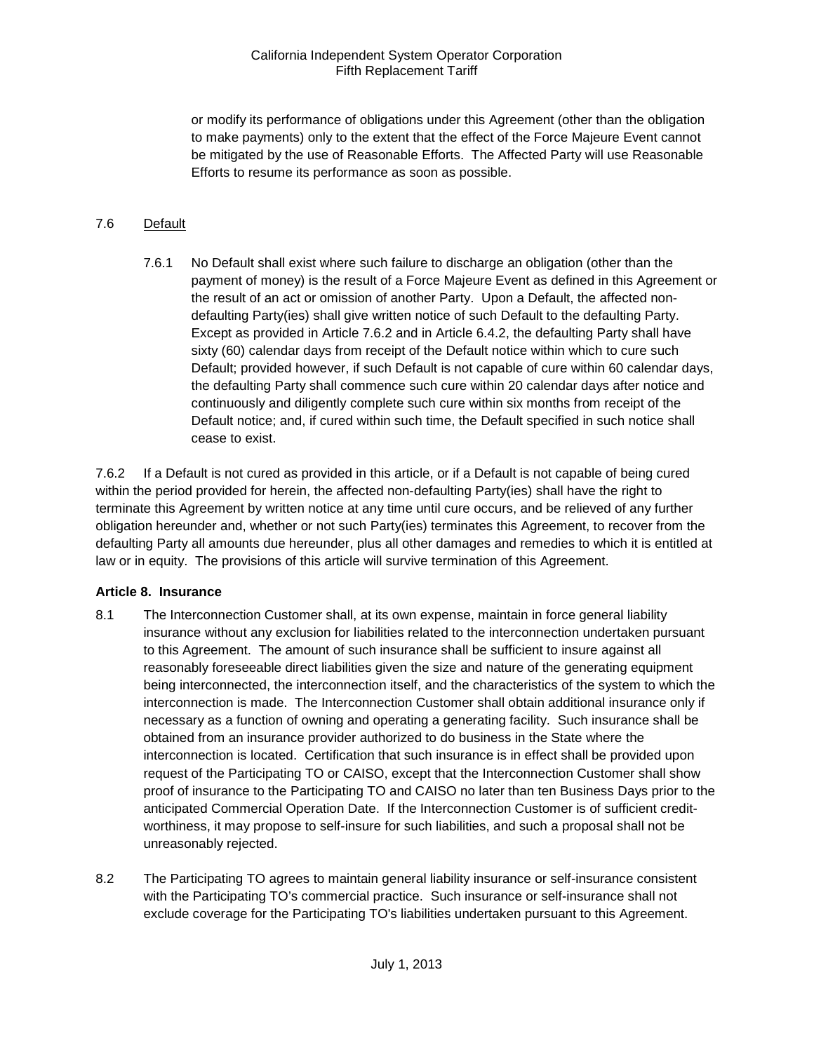or modify its performance of obligations under this Agreement (other than the obligation to make payments) only to the extent that the effect of the Force Majeure Event cannot be mitigated by the use of Reasonable Efforts. The Affected Party will use Reasonable Efforts to resume its performance as soon as possible.

7.6 Default

7.6.1 No Default shall exist where such failure to discharge an obligation (other than the payment of money) is the result of a Force Majeure Event as defined in this Agreement or the result of an act or omission of another Party. Upon a Default, the affected non-defaulting Party(ies) shall give written notice of such Default to the defaulting Party. Except as provided in Article 7.6.2 and in Article 6.4.2, the defaulting Party shall have sixty (60) calendar days from receipt of the Default notice within which to cure such Default; provided however, if such Default is not capable of cure within 60 calendar days, the defaulting Party shall commence such cure within 20 calendar days after notice and continuously and diligently complete such cure within six months from receipt of the Default notice; and, if cured within such time, the Default specified in such notice shall cease to exist.

7.6.2 If a Default is not cured as provided in this article, or if a Default is not capable of being cured within the period provided for herein, the affected non-defaulting Party(ies) shall have the right to terminate this Agreement by written notice at any time until cure occurs, and be relieved of any further obligation hereunder and, whether or not such Party(ies) terminates this Agreement, to recover from the defaulting Party all amounts due hereunder, plus all other damages and remedies to which it is entitled at law or in equity. The provisions of this article will survive termination of this Agreement.

**Article 8. Insurance**

8.1 The Interconnection Customer shall, at its own expense, maintain in force general liability insurance without any exclusion for liabilities related to the interconnection undertaken pursuant to this Agreement. The amount of such insurance shall be sufficient to insure against all reasonably foreseeable direct liabilities given the size and nature of the generating equipment being interconnected, the interconnection itself, and the characteristics of the system to which the interconnection is made. The Interconnection Customer shall obtain additional insurance only if necessary as a function of owning and operating a generating facility. Such insurance shall be obtained from an insurance provider authorized to do business in the State where the interconnection is located. Certification that such insurance is in effect shall be provided upon request of the Participating TO or CAISO, except that the Interconnection Customer shall show proof of insurance to the Participating TO and CAISO no later than ten Business Days prior to the anticipated Commercial Operation Date. If the Interconnection Customer is of sufficient credit-worthiness, it may propose to self-insure for such liabilities, and such a proposal shall not be unreasonably rejected.

8.2 The Participating TO agrees to maintain general liability insurance or self-insurance consistent with the Participating TO's commercial practice. Such insurance or self-insurance shall not exclude coverage for the Participating TO's liabilities undertaken pursuant to this Agreement.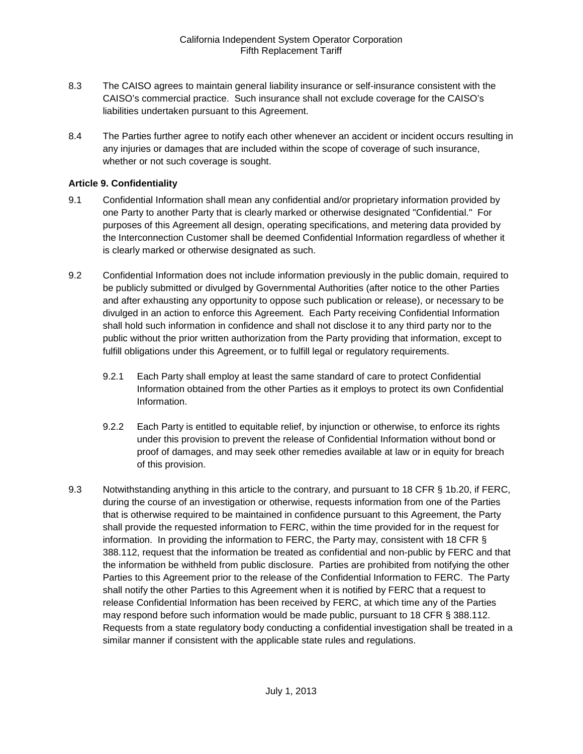8.3 The CAISO agrees to maintain general liability insurance or self-insurance consistent with the CAISO's commercial practice. Such insurance shall not exclude coverage for the CAISO's liabilities undertaken pursuant to this Agreement.

8.4 The Parties further agree to notify each other whenever an accident or incident occurs resulting in any injuries or damages that are included within the scope of coverage of such insurance, whether or not such coverage is sought.

**Article 9. Confidentiality**

9.1 Confidential Information shall mean any confidential and/or proprietary information provided by one Party to another Party that is clearly marked or otherwise designated "Confidential." For purposes of this Agreement all design, operating specifications, and metering data provided by the Interconnection Customer shall be deemed Confidential Information regardless of whether it is clearly marked or otherwise designated as such.

9.2 Confidential Information does not include information previously in the public domain, required to be publicly submitted or divulged by Governmental Authorities (after notice to the other Parties and after exhausting any opportunity to oppose such publication or release), or necessary to be divulged in an action to enforce this Agreement. Each Party receiving Confidential Information shall hold such information in confidence and shall not disclose it to any third party nor to the public without the prior written authorization from the Party providing that information, except to fulfill obligations under this Agreement, or to fulfill legal or regulatory requirements.

9.2.1 Each Party shall employ at least the same standard of care to protect Confidential Information obtained from the other Parties as it employs to protect its own Confidential Information.

9.2.2 Each Party is entitled to equitable relief, by injunction or otherwise, to enforce its rights under this provision to prevent the release of Confidential Information without bond or proof of damages, and may seek other remedies available at law or in equity for breach of this provision.

9.3 Notwithstanding anything in this article to the contrary, and pursuant to 18 CFR § 1b.20, if FERC, during the course of an investigation or otherwise, requests information from one of the Parties that is otherwise required to be maintained in confidence pursuant to this Agreement, the Party shall provide the requested information to FERC, within the time provided for in the request for information. In providing the information to FERC, the Party may, consistent with 18 CFR § 388.112, request that the information be treated as confidential and non-public by FERC and that the information be withheld from public disclosure. Parties are prohibited from notifying the other Parties to this Agreement prior to the release of the Confidential Information to FERC. The Party shall notify the other Parties to this Agreement when it is notified by FERC that a request to release Confidential Information has been received by FERC, at which time any of the Parties may respond before such information would be made public, pursuant to 18 CFR § 388.112. Requests from a state regulatory body conducting a confidential investigation shall be treated in a similar manner if consistent with the applicable state rules and regulations.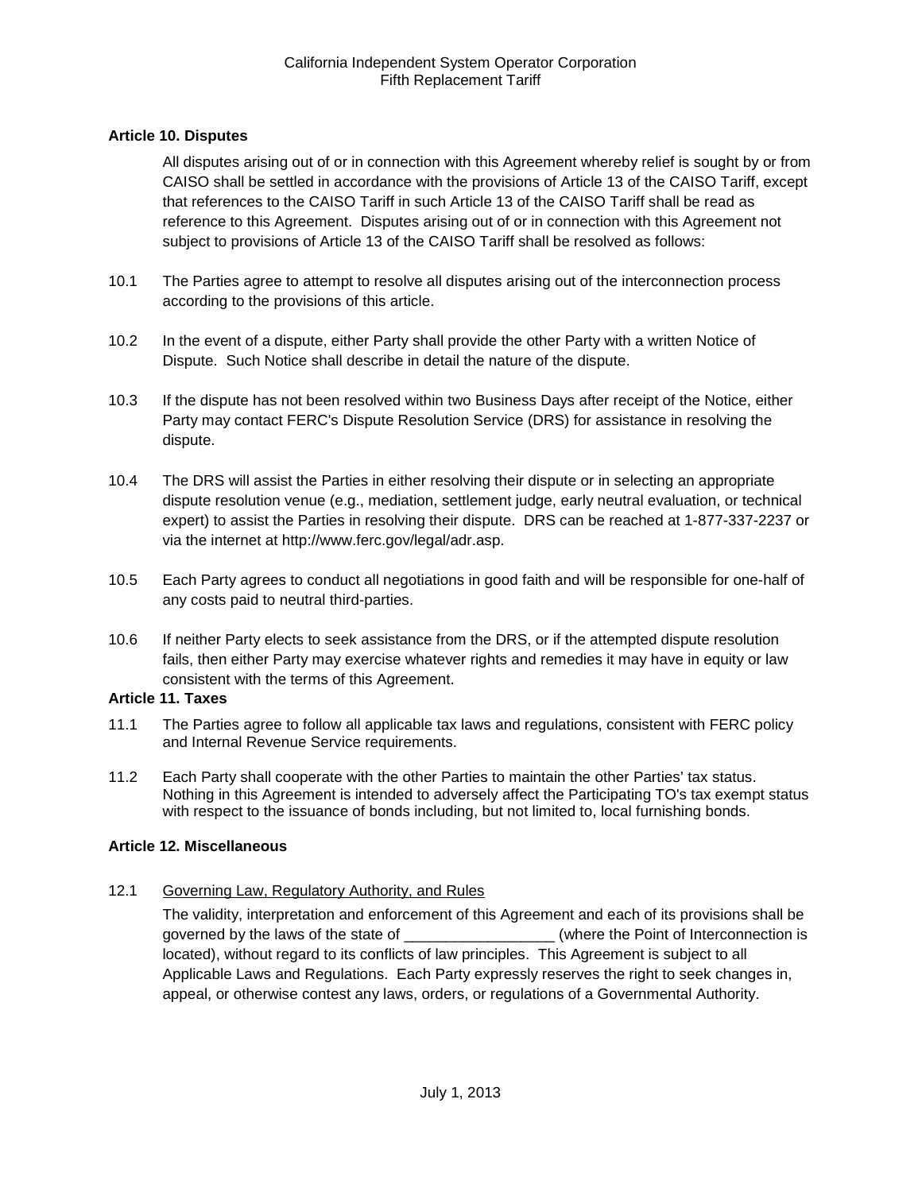**Article 10. Disputes**

All disputes arising out of or in connection with this Agreement whereby relief is sought by or from CAISO shall be settled in accordance with the provisions of Article 13 of the CAISO Tariff, except that references to the CAISO Tariff in such Article 13 of the CAISO Tariff shall be read as reference to this Agreement. Disputes arising out of or in connection with this Agreement not subject to provisions of Article 13 of the CAISO Tariff shall be resolved as follows:

10.1 The Parties agree to attempt to resolve all disputes arising out of the interconnection process according to the provisions of this article.

10.2 In the event of a dispute, either Party shall provide the other Party with a written Notice of Dispute. Such Notice shall describe in detail the nature of the dispute.

10.3 If the dispute has not been resolved within two Business Days after receipt of the Notice, either Party may contact FERC's Dispute Resolution Service (DRS) for assistance in resolving the dispute.

10.4 The DRS will assist the Parties in either resolving their dispute or in selecting an appropriate dispute resolution venue (e.g., mediation, settlement judge, early neutral evaluation, or technical expert) to assist the Parties in resolving their dispute. DRS can be reached at 1-877-337-2237 or via the internet at http://www.ferc.gov/legal/adr.asp.

10.5 Each Party agrees to conduct all negotiations in good faith and will be responsible for one-half of any costs paid to neutral third-parties.

10.6 If neither Party elects to seek assistance from the DRS, or if the attempted dispute resolution fails, then either Party may exercise whatever rights and remedies it may have in equity or law consistent with the terms of this Agreement.

**Article 11. Taxes**

11.1 The Parties agree to follow all applicable tax laws and regulations, consistent with FERC policy and Internal Revenue Service requirements.

11.2 Each Party shall cooperate with the other Parties to maintain the other Parties' tax status. Nothing in this Agreement is intended to adversely affect the Participating TO's tax exempt status with respect to the issuance of bonds including, but not limited to, local furnishing bonds.

**Article 12. Miscellaneous**

12.1 Governing Law, Regulatory Authority, and Rules

The validity, interpretation and enforcement of this Agreement and each of its provisions shall be governed by the laws of the state of __________________ (where the Point of Interconnection is located), without regard to its conflicts of law principles. This Agreement is subject to all Applicable Laws and Regulations. Each Party expressly reserves the right to seek changes in, appeal, or otherwise contest any laws, orders, or regulations of a Governmental Authority.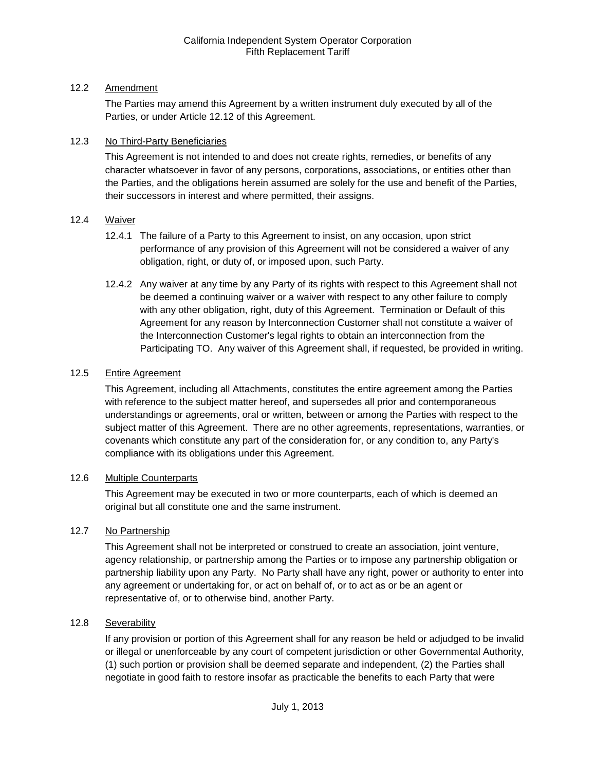12.2 Amendment

The Parties may amend this Agreement by a written instrument duly executed by all of the Parties, or under Article 12.12 of this Agreement.

12.3 No Third-Party Beneficiaries

This Agreement is not intended to and does not create rights, remedies, or benefits of any character whatsoever in favor of any persons, corporations, associations, or entities other than the Parties, and the obligations herein assumed are solely for the use and benefit of the Parties, their successors in interest and where permitted, their assigns.

12.4 Waiver

12.4.1 The failure of a Party to this Agreement to insist, on any occasion, upon strict performance of any provision of this Agreement will not be considered a waiver of any obligation, right, or duty of, or imposed upon, such Party.

12.4.2 Any waiver at any time by any Party of its rights with respect to this Agreement shall not be deemed a continuing waiver or a waiver with respect to any other failure to comply with any other obligation, right, duty of this Agreement. Termination or Default of this Agreement for any reason by Interconnection Customer shall not constitute a waiver of the Interconnection Customer's legal rights to obtain an interconnection from the Participating TO. Any waiver of this Agreement shall, if requested, be provided in writing.

12.5 Entire Agreement

This Agreement, including all Attachments, constitutes the entire agreement among the Parties with reference to the subject matter hereof, and supersedes all prior and contemporaneous understandings or agreements, oral or written, between or among the Parties with respect to the subject matter of this Agreement. There are no other agreements, representations, warranties, or covenants which constitute any part of the consideration for, or any condition to, any Party's compliance with its obligations under this Agreement.

12.6 Multiple Counterparts

This Agreement may be executed in two or more counterparts, each of which is deemed an original but all constitute one and the same instrument.

12.7 No Partnership

This Agreement shall not be interpreted or construed to create an association, joint venture, agency relationship, or partnership among the Parties or to impose any partnership obligation or partnership liability upon any Party. No Party shall have any right, power or authority to enter into any agreement or undertaking for, or act on behalf of, or to act as or be an agent or representative of, or to otherwise bind, another Party.

12.8 Severability

If any provision or portion of this Agreement shall for any reason be held or adjudged to be invalid or illegal or unenforceable by any court of competent jurisdiction or other Governmental Authority, (1) such portion or provision shall be deemed separate and independent, (2) the Parties shall negotiate in good faith to restore insofar as practicable the benefits to each Party that were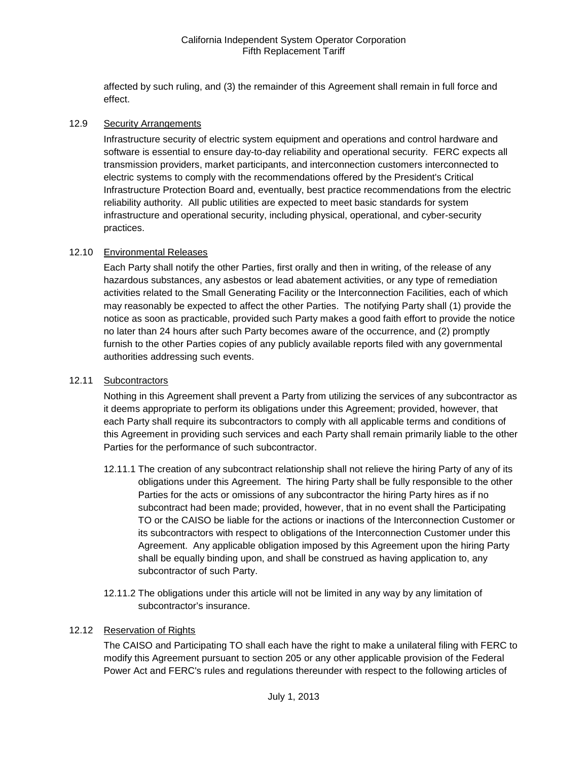affected by such ruling, and (3) the remainder of this Agreement shall remain in full force and effect.

12.9 Security Arrangements

Infrastructure security of electric system equipment and operations and control hardware and software is essential to ensure day-to-day reliability and operational security. FERC expects all transmission providers, market participants, and interconnection customers interconnected to electric systems to comply with the recommendations offered by the President's Critical Infrastructure Protection Board and, eventually, best practice recommendations from the electric reliability authority. All public utilities are expected to meet basic standards for system infrastructure and operational security, including physical, operational, and cyber-security practices.

12.10 Environmental Releases

Each Party shall notify the other Parties, first orally and then in writing, of the release of any hazardous substances, any asbestos or lead abatement activities, or any type of remediation activities related to the Small Generating Facility or the Interconnection Facilities, each of which may reasonably be expected to affect the other Parties. The notifying Party shall (1) provide the notice as soon as practicable, provided such Party makes a good faith effort to provide the notice no later than 24 hours after such Party becomes aware of the occurrence, and (2) promptly furnish to the other Parties copies of any publicly available reports filed with any governmental authorities addressing such events.

12.11 Subcontractors

Nothing in this Agreement shall prevent a Party from utilizing the services of any subcontractor as it deems appropriate to perform its obligations under this Agreement; provided, however, that each Party shall require its subcontractors to comply with all applicable terms and conditions of this Agreement in providing such services and each Party shall remain primarily liable to the other Parties for the performance of such subcontractor.

12.11.1 The creation of any subcontract relationship shall not relieve the hiring Party of any of its obligations under this Agreement. The hiring Party shall be fully responsible to the other Parties for the acts or omissions of any subcontractor the hiring Party hires as if no subcontract had been made; provided, however, that in no event shall the Participating TO or the CAISO be liable for the actions or inactions of the Interconnection Customer or its subcontractors with respect to obligations of the Interconnection Customer under this Agreement. Any applicable obligation imposed by this Agreement upon the hiring Party shall be equally binding upon, and shall be construed as having application to, any subcontractor of such Party.

12.11.2 The obligations under this article will not be limited in any way by any limitation of subcontractor's insurance.

12.12 Reservation of Rights

The CAISO and Participating TO shall each have the right to make a unilateral filing with FERC to modify this Agreement pursuant to section 205 or any other applicable provision of the Federal Power Act and FERC's rules and regulations thereunder with respect to the following articles of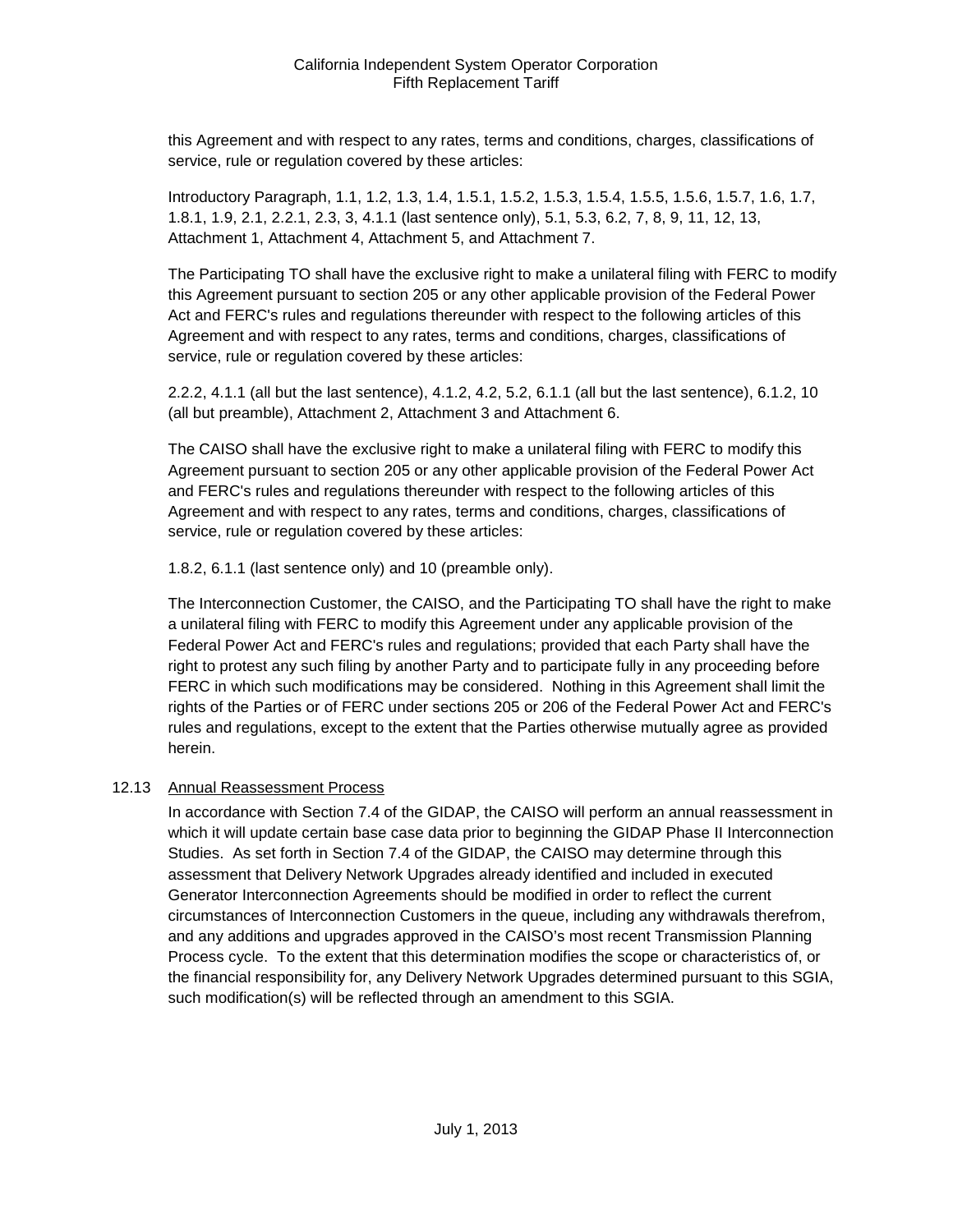this Agreement and with respect to any rates, terms and conditions, charges, classifications of service, rule or regulation covered by these articles:

Introductory Paragraph, 1.1, 1.2, 1.3, 1.4, 1.5.1, 1.5.2, 1.5.3, 1.5.4, 1.5.5, 1.5.6, 1.5.7, 1.6, 1.7, 1.8.1, 1.9, 2.1, 2.2.1, 2.3, 3, 4.1.1 (last sentence only), 5.1, 5.3, 6.2, 7, 8, 9, 11, 12, 13, Attachment 1, Attachment 4, Attachment 5, and Attachment 7.

The Participating TO shall have the exclusive right to make a unilateral filing with FERC to modify this Agreement pursuant to section 205 or any other applicable provision of the Federal Power Act and FERC's rules and regulations thereunder with respect to the following articles of this Agreement and with respect to any rates, terms and conditions, charges, classifications of service, rule or regulation covered by these articles:

2.2.2, 4.1.1 (all but the last sentence), 4.1.2, 4.2, 5.2, 6.1.1 (all but the last sentence), 6.1.2, 10 (all but preamble), Attachment 2, Attachment 3 and Attachment 6.

The CAISO shall have the exclusive right to make a unilateral filing with FERC to modify this Agreement pursuant to section 205 or any other applicable provision of the Federal Power Act and FERC's rules and regulations thereunder with respect to the following articles of this Agreement and with respect to any rates, terms and conditions, charges, classifications of service, rule or regulation covered by these articles:

1.8.2, 6.1.1 (last sentence only) and 10 (preamble only).

The Interconnection Customer, the CAISO, and the Participating TO shall have the right to make a unilateral filing with FERC to modify this Agreement under any applicable provision of the Federal Power Act and FERC's rules and regulations; provided that each Party shall have the right to protest any such filing by another Party and to participate fully in any proceeding before FERC in which such modifications may be considered. Nothing in this Agreement shall limit the rights of the Parties or of FERC under sections 205 or 206 of the Federal Power Act and FERC's rules and regulations, except to the extent that the Parties otherwise mutually agree as provided herein.

12.13 Annual Reassessment Process

In accordance with Section 7.4 of the GIDAP, the CAISO will perform an annual reassessment in which it will update certain base case data prior to beginning the GIDAP Phase II Interconnection Studies. As set forth in Section 7.4 of the GIDAP, the CAISO may determine through this assessment that Delivery Network Upgrades already identified and included in executed Generator Interconnection Agreements should be modified in order to reflect the current circumstances of Interconnection Customers in the queue, including any withdrawals therefrom, and any additions and upgrades approved in the CAISO's most recent Transmission Planning Process cycle. To the extent that this determination modifies the scope or characteristics of, or the financial responsibility for, any Delivery Network Upgrades determined pursuant to this SGIA, such modification(s) will be reflected through an amendment to this SGIA.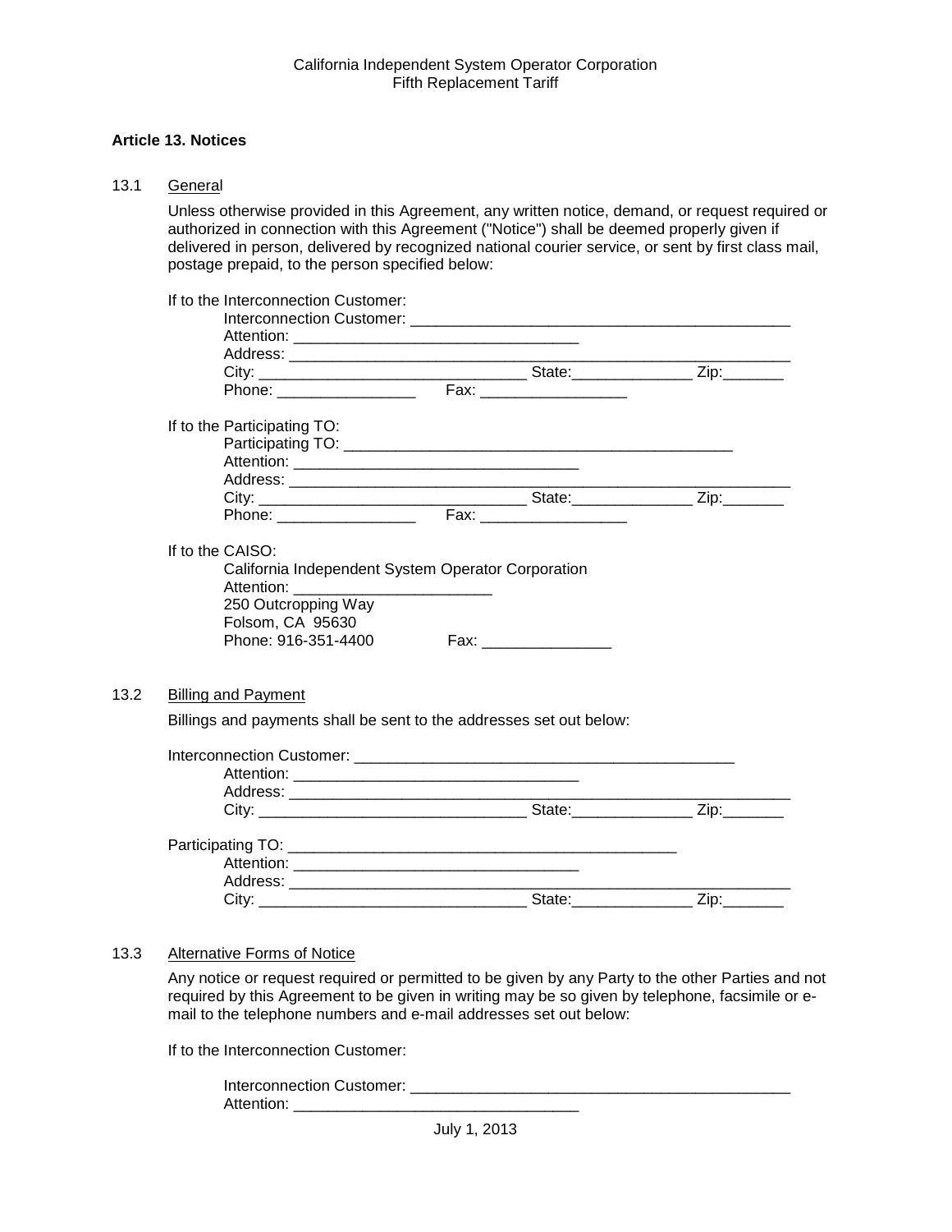### Article 13. Notices

13.1 General

Unless otherwise provided in this Agreement, any written notice, demand, or request required or authorized in connection with this Agreement ("Notice") shall be deemed properly given if delivered in person, delivered by recognized national courier service, or sent by first class mail, postage prepaid, to the person specified below:

If to the Interconnection Customer:

Interconnection Customer: _____________________________________________
Attention: _________________________________
Address: ____________________________________________________________
City: _______________________________ State:______________ Zip:_______
Phone: ________________ Fax: _________________

If to the Participating TO:

Participating TO: ______________________________________________
Attention: _________________________________
Address: ____________________________________________________________
City: _______________________________ State:______________ Zip:_______
Phone: ________________ Fax: _________________

If to the CAISO:

California Independent System Operator Corporation
Attention: _______________________
250 Outcropping Way
Folsom, CA 95630
Phone: 916-351-4400 Fax: _______________

13.2 Billing and Payment

Billings and payments shall be sent to the addresses set out below:

Interconnection Customer: _____________________________________________
Attention: _________________________________
Address: ____________________________________________________________
City: _______________________________ State:______________ Zip:_______

Participating TO: ______________________________________________
Attention: _________________________________
Address: ____________________________________________________________
City: _______________________________ State:______________ Zip:_______

13.3 Alternative Forms of Notice

Any notice or request required or permitted to be given by any Party to the other Parties and not required by this Agreement to be given in writing may be so given by telephone, facsimile or e-mail to the telephone numbers and e-mail addresses set out below:

If to the Interconnection Customer:

Interconnection Customer: _____________________________________________
Attention: _________________________________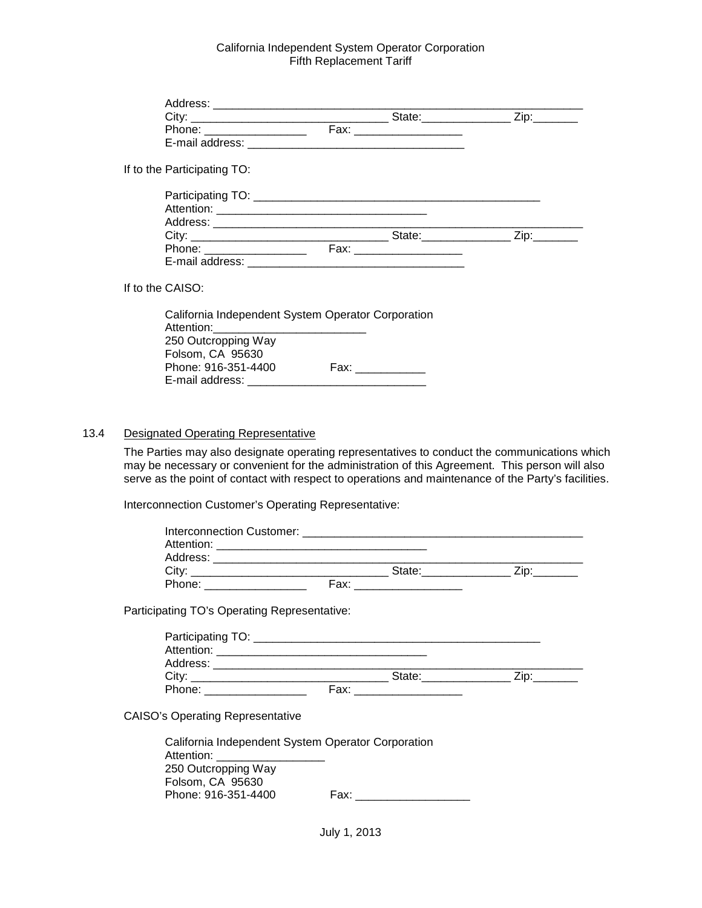Address: ____________________________________________________________
City: ______________________________ State:______________ Zip:_______
Phone: ________________ Fax: _________________
E-mail address: __________________________________

If to the Participating TO:

Participating TO: _____________________________________________
Attention: _________________________________
Address: ____________________________________________________________
City: ______________________________ State:______________ Zip:_______
Phone: ________________ Fax: _________________
E-mail address: __________________________________

If to the CAISO:

California Independent System Operator Corporation
Attention:________________________
250 Outcropping Way
Folsom, CA 95630
Phone: 916-351-4400 Fax: ___________
E-mail address: ____________________________

13.4 Designated Operating Representative

The Parties may also designate operating representatives to conduct the communications which may be necessary or convenient for the administration of this Agreement. This person will also serve as the point of contact with respect to operations and maintenance of the Party's facilities.

Interconnection Customer's Operating Representative:

Interconnection Customer: _____________________________________________
Attention: _________________________________
Address: ____________________________________________________________
City: ______________________________ State:______________ Zip:_______
Phone: ________________ Fax: _________________

Participating TO's Operating Representative:

Participating TO: _____________________________________________
Attention: _________________________________
Address: ____________________________________________________________
City: ______________________________ State:______________ Zip:_______
Phone: ________________ Fax: _________________

CAISO's Operating Representative

California Independent System Operator Corporation
Attention: ________________
250 Outcropping Way
Folsom, CA 95630
Phone: 916-351-4400 Fax: __________________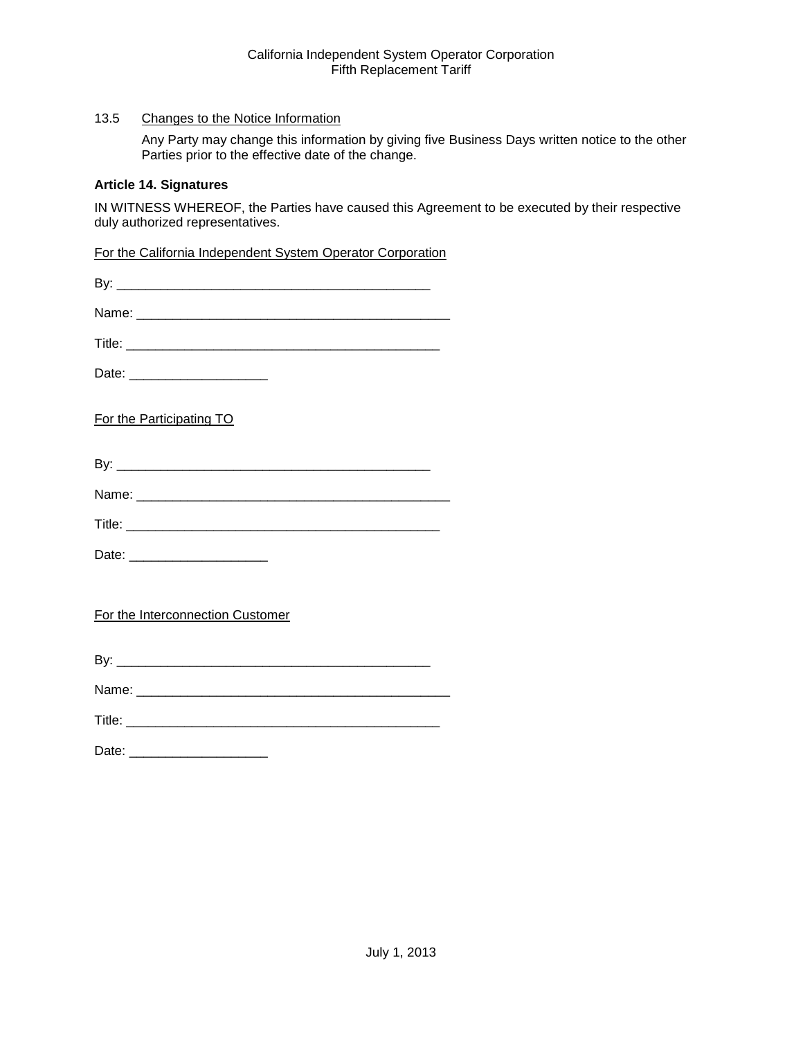13.5 Changes to the Notice Information

Any Party may change this information by giving five Business Days written notice to the other Parties prior to the effective date of the change.

**Article 14. Signatures**

IN WITNESS WHEREOF, the Parties have caused this Agreement to be executed by their respective duly authorized representatives.

For the California Independent System Operator Corporation

By: ___________________________________________

Name: ___________________________________________

Title: ___________________________________________

Date: ___________________

For the Participating TO

By: ___________________________________________

Name: ___________________________________________

Title: ___________________________________________

Date: ___________________

For the Interconnection Customer

By: ___________________________________________

Name: ___________________________________________

Title: ___________________________________________

Date: ___________________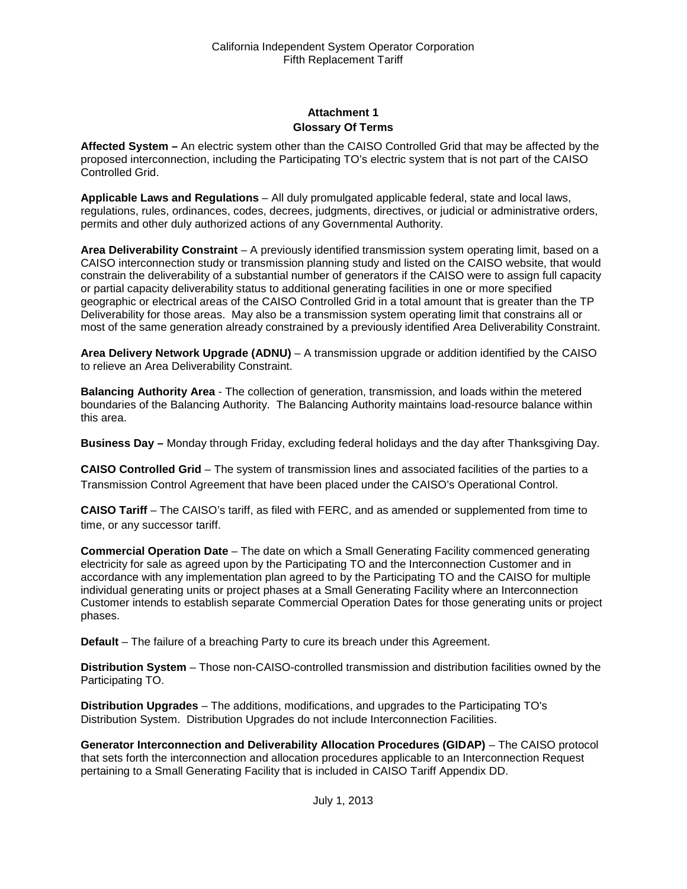## Attachment 1
## Glossary Of Terms

**Affected System –** An electric system other than the CAISO Controlled Grid that may be affected by the proposed interconnection, including the Participating TO's electric system that is not part of the CAISO Controlled Grid.

**Applicable Laws and Regulations** – All duly promulgated applicable federal, state and local laws, regulations, rules, ordinances, codes, decrees, judgments, directives, or judicial or administrative orders, permits and other duly authorized actions of any Governmental Authority.

**Area Deliverability Constraint** – A previously identified transmission system operating limit, based on a CAISO interconnection study or transmission planning study and listed on the CAISO website, that would constrain the deliverability of a substantial number of generators if the CAISO were to assign full capacity or partial capacity deliverability status to additional generating facilities in one or more specified geographic or electrical areas of the CAISO Controlled Grid in a total amount that is greater than the TP Deliverability for those areas. May also be a transmission system operating limit that constrains all or most of the same generation already constrained by a previously identified Area Deliverability Constraint.

**Area Delivery Network Upgrade (ADNU)** – A transmission upgrade or addition identified by the CAISO to relieve an Area Deliverability Constraint.

**Balancing Authority Area** - The collection of generation, transmission, and loads within the metered boundaries of the Balancing Authority. The Balancing Authority maintains load-resource balance within this area.

**Business Day –** Monday through Friday, excluding federal holidays and the day after Thanksgiving Day.

**CAISO Controlled Grid** – The system of transmission lines and associated facilities of the parties to a Transmission Control Agreement that have been placed under the CAISO's Operational Control.

**CAISO Tariff** – The CAISO's tariff, as filed with FERC, and as amended or supplemented from time to time, or any successor tariff.

**Commercial Operation Date** – The date on which a Small Generating Facility commenced generating electricity for sale as agreed upon by the Participating TO and the Interconnection Customer and in accordance with any implementation plan agreed to by the Participating TO and the CAISO for multiple individual generating units or project phases at a Small Generating Facility where an Interconnection Customer intends to establish separate Commercial Operation Dates for those generating units or project phases.

**Default** – The failure of a breaching Party to cure its breach under this Agreement.

**Distribution System** – Those non-CAISO-controlled transmission and distribution facilities owned by the Participating TO.

**Distribution Upgrades** – The additions, modifications, and upgrades to the Participating TO's Distribution System. Distribution Upgrades do not include Interconnection Facilities.

**Generator Interconnection and Deliverability Allocation Procedures (GIDAP)** – The CAISO protocol that sets forth the interconnection and allocation procedures applicable to an Interconnection Request pertaining to a Small Generating Facility that is included in CAISO Tariff Appendix DD.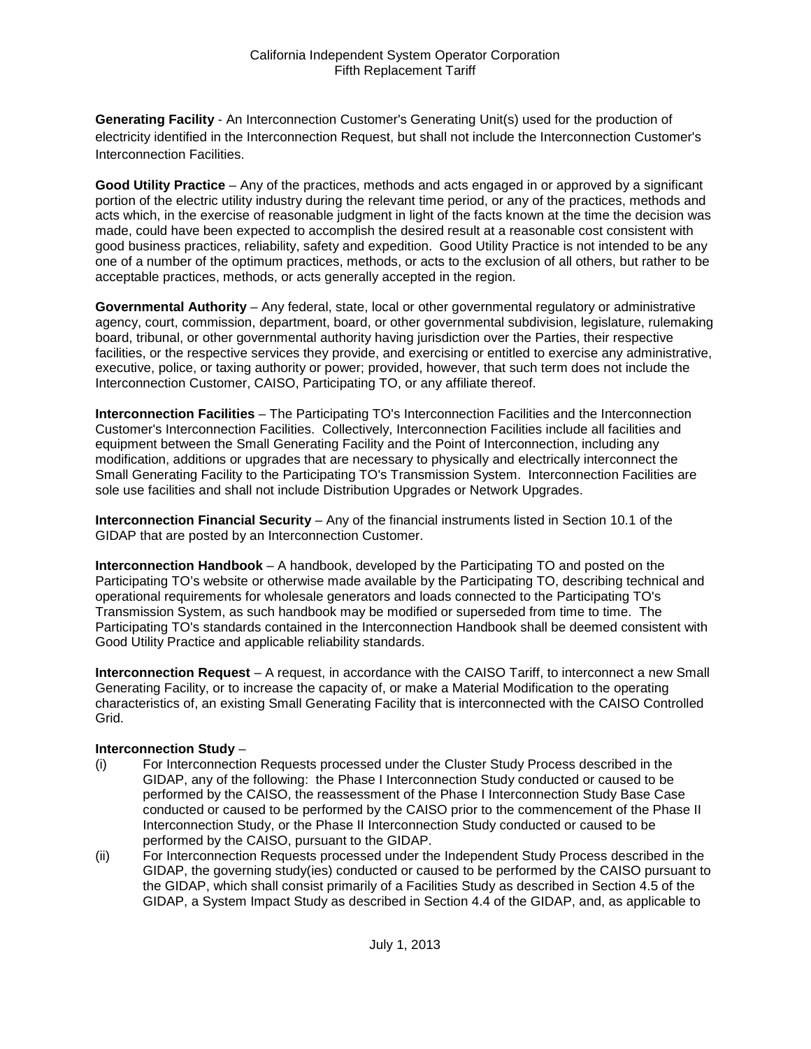**Generating Facility** - An Interconnection Customer's Generating Unit(s) used for the production of electricity identified in the Interconnection Request, but shall not include the Interconnection Customer's Interconnection Facilities.

**Good Utility Practice** – Any of the practices, methods and acts engaged in or approved by a significant portion of the electric utility industry during the relevant time period, or any of the practices, methods and acts which, in the exercise of reasonable judgment in light of the facts known at the time the decision was made, could have been expected to accomplish the desired result at a reasonable cost consistent with good business practices, reliability, safety and expedition. Good Utility Practice is not intended to be any one of a number of the optimum practices, methods, or acts to the exclusion of all others, but rather to be acceptable practices, methods, or acts generally accepted in the region.

**Governmental Authority** – Any federal, state, local or other governmental regulatory or administrative agency, court, commission, department, board, or other governmental subdivision, legislature, rulemaking board, tribunal, or other governmental authority having jurisdiction over the Parties, their respective facilities, or the respective services they provide, and exercising or entitled to exercise any administrative, executive, police, or taxing authority or power; provided, however, that such term does not include the Interconnection Customer, CAISO, Participating TO, or any affiliate thereof.

**Interconnection Facilities** – The Participating TO's Interconnection Facilities and the Interconnection Customer's Interconnection Facilities. Collectively, Interconnection Facilities include all facilities and equipment between the Small Generating Facility and the Point of Interconnection, including any modification, additions or upgrades that are necessary to physically and electrically interconnect the Small Generating Facility to the Participating TO's Transmission System. Interconnection Facilities are sole use facilities and shall not include Distribution Upgrades or Network Upgrades.

**Interconnection Financial Security** – Any of the financial instruments listed in Section 10.1 of the GIDAP that are posted by an Interconnection Customer.

**Interconnection Handbook** – A handbook, developed by the Participating TO and posted on the Participating TO's website or otherwise made available by the Participating TO, describing technical and operational requirements for wholesale generators and loads connected to the Participating TO's Transmission System, as such handbook may be modified or superseded from time to time. The Participating TO's standards contained in the Interconnection Handbook shall be deemed consistent with Good Utility Practice and applicable reliability standards.

**Interconnection Request** – A request, in accordance with the CAISO Tariff, to interconnect a new Small Generating Facility, or to increase the capacity of, or make a Material Modification to the operating characteristics of, an existing Small Generating Facility that is interconnected with the CAISO Controlled Grid.

**Interconnection Study** –

(i) For Interconnection Requests processed under the Cluster Study Process described in the GIDAP, any of the following: the Phase I Interconnection Study conducted or caused to be performed by the CAISO, the reassessment of the Phase I Interconnection Study Base Case conducted or caused to be performed by the CAISO prior to the commencement of the Phase II Interconnection Study, or the Phase II Interconnection Study conducted or caused to be performed by the CAISO, pursuant to the GIDAP.

(ii) For Interconnection Requests processed under the Independent Study Process described in the GIDAP, the governing study(ies) conducted or caused to be performed by the CAISO pursuant to the GIDAP, which shall consist primarily of a Facilities Study as described in Section 4.5 of the GIDAP, a System Impact Study as described in Section 4.4 of the GIDAP, and, as applicable to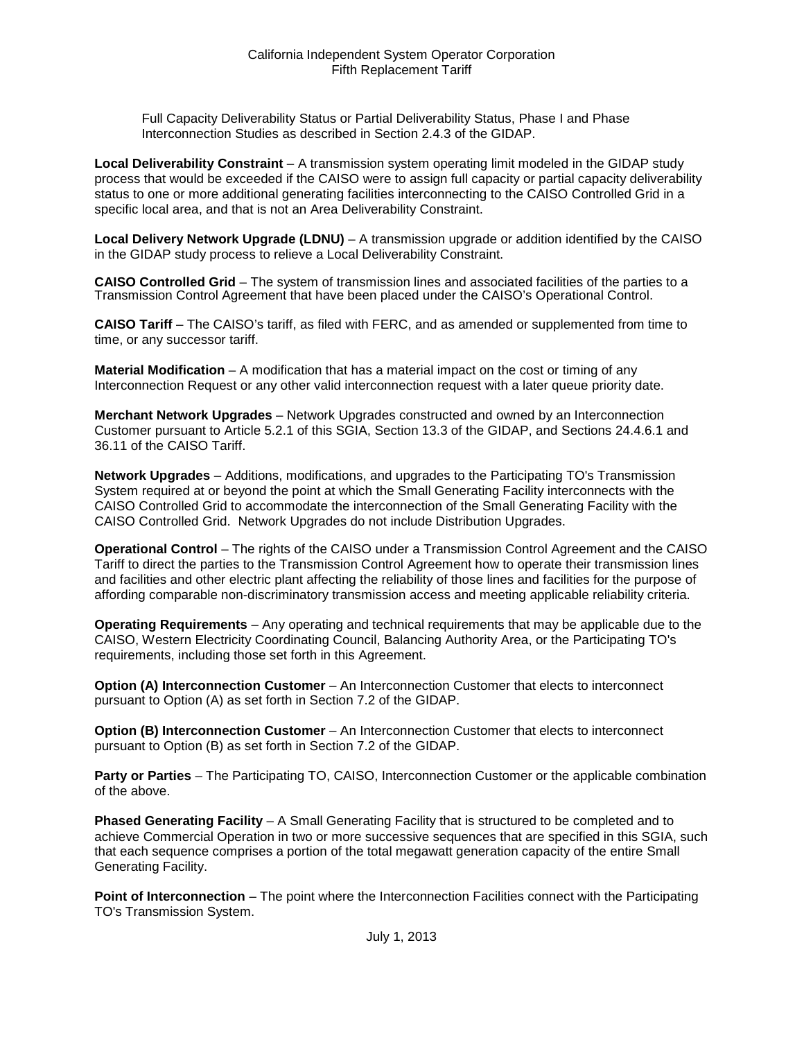Full Capacity Deliverability Status or Partial Deliverability Status, Phase I and Phase Interconnection Studies as described in Section 2.4.3 of the GIDAP.

**Local Deliverability Constraint** – A transmission system operating limit modeled in the GIDAP study process that would be exceeded if the CAISO were to assign full capacity or partial capacity deliverability status to one or more additional generating facilities interconnecting to the CAISO Controlled Grid in a specific local area, and that is not an Area Deliverability Constraint.

**Local Delivery Network Upgrade (LDNU)** – A transmission upgrade or addition identified by the CAISO in the GIDAP study process to relieve a Local Deliverability Constraint.

**CAISO Controlled Grid** – The system of transmission lines and associated facilities of the parties to a Transmission Control Agreement that have been placed under the CAISO's Operational Control.

**CAISO Tariff** – The CAISO's tariff, as filed with FERC, and as amended or supplemented from time to time, or any successor tariff.

**Material Modification** – A modification that has a material impact on the cost or timing of any Interconnection Request or any other valid interconnection request with a later queue priority date.

**Merchant Network Upgrades** – Network Upgrades constructed and owned by an Interconnection Customer pursuant to Article 5.2.1 of this SGIA, Section 13.3 of the GIDAP, and Sections 24.4.6.1 and 36.11 of the CAISO Tariff.

**Network Upgrades** – Additions, modifications, and upgrades to the Participating TO's Transmission System required at or beyond the point at which the Small Generating Facility interconnects with the CAISO Controlled Grid to accommodate the interconnection of the Small Generating Facility with the CAISO Controlled Grid. Network Upgrades do not include Distribution Upgrades.

**Operational Control** – The rights of the CAISO under a Transmission Control Agreement and the CAISO Tariff to direct the parties to the Transmission Control Agreement how to operate their transmission lines and facilities and other electric plant affecting the reliability of those lines and facilities for the purpose of affording comparable non-discriminatory transmission access and meeting applicable reliability criteria.

**Operating Requirements** – Any operating and technical requirements that may be applicable due to the CAISO, Western Electricity Coordinating Council, Balancing Authority Area, or the Participating TO's requirements, including those set forth in this Agreement.

**Option (A) Interconnection Customer** – An Interconnection Customer that elects to interconnect pursuant to Option (A) as set forth in Section 7.2 of the GIDAP.

**Option (B) Interconnection Customer** – An Interconnection Customer that elects to interconnect pursuant to Option (B) as set forth in Section 7.2 of the GIDAP.

**Party or Parties** – The Participating TO, CAISO, Interconnection Customer or the applicable combination of the above.

**Phased Generating Facility** – A Small Generating Facility that is structured to be completed and to achieve Commercial Operation in two or more successive sequences that are specified in this SGIA, such that each sequence comprises a portion of the total megawatt generation capacity of the entire Small Generating Facility.

**Point of Interconnection** – The point where the Interconnection Facilities connect with the Participating TO's Transmission System.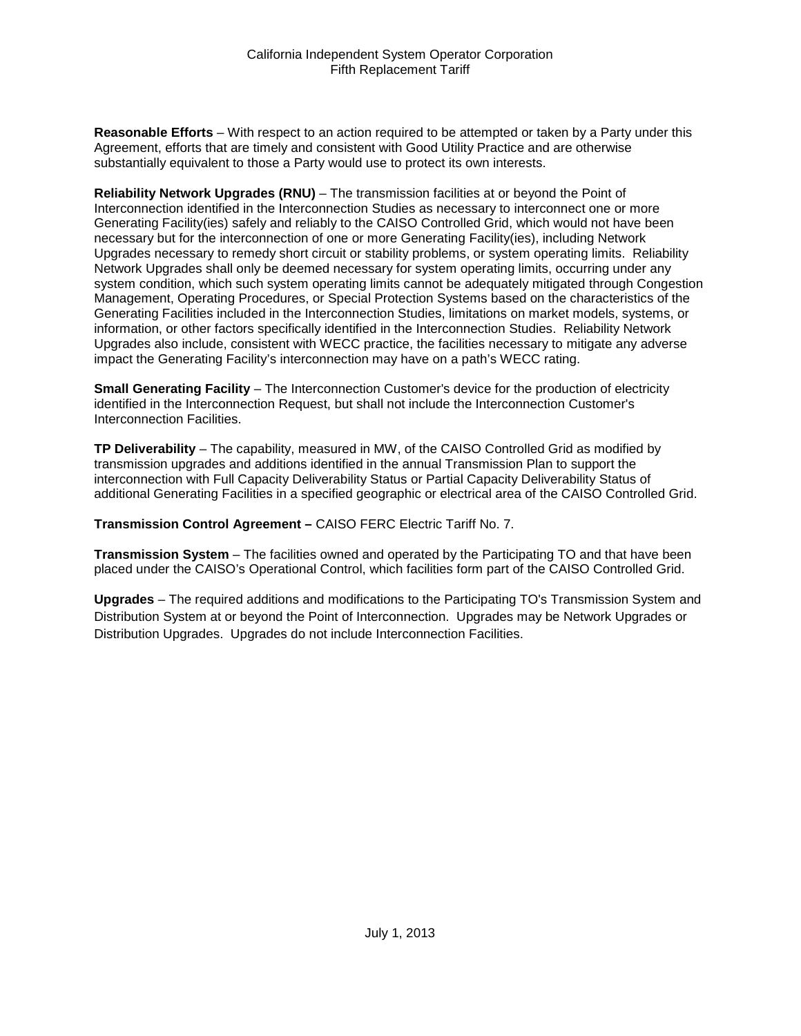**Reasonable Efforts** – With respect to an action required to be attempted or taken by a Party under this Agreement, efforts that are timely and consistent with Good Utility Practice and are otherwise substantially equivalent to those a Party would use to protect its own interests.

**Reliability Network Upgrades (RNU)** – The transmission facilities at or beyond the Point of Interconnection identified in the Interconnection Studies as necessary to interconnect one or more Generating Facility(ies) safely and reliably to the CAISO Controlled Grid, which would not have been necessary but for the interconnection of one or more Generating Facility(ies), including Network Upgrades necessary to remedy short circuit or stability problems, or system operating limits. Reliability Network Upgrades shall only be deemed necessary for system operating limits, occurring under any system condition, which such system operating limits cannot be adequately mitigated through Congestion Management, Operating Procedures, or Special Protection Systems based on the characteristics of the Generating Facilities included in the Interconnection Studies, limitations on market models, systems, or information, or other factors specifically identified in the Interconnection Studies. Reliability Network Upgrades also include, consistent with WECC practice, the facilities necessary to mitigate any adverse impact the Generating Facility's interconnection may have on a path's WECC rating.

**Small Generating Facility** – The Interconnection Customer's device for the production of electricity identified in the Interconnection Request, but shall not include the Interconnection Customer's Interconnection Facilities.

**TP Deliverability** – The capability, measured in MW, of the CAISO Controlled Grid as modified by transmission upgrades and additions identified in the annual Transmission Plan to support the interconnection with Full Capacity Deliverability Status or Partial Capacity Deliverability Status of additional Generating Facilities in a specified geographic or electrical area of the CAISO Controlled Grid.

**Transmission Control Agreement –** CAISO FERC Electric Tariff No. 7.

**Transmission System** – The facilities owned and operated by the Participating TO and that have been placed under the CAISO's Operational Control, which facilities form part of the CAISO Controlled Grid.

**Upgrades** – The required additions and modifications to the Participating TO's Transmission System and Distribution System at or beyond the Point of Interconnection. Upgrades may be Network Upgrades or Distribution Upgrades. Upgrades do not include Interconnection Facilities.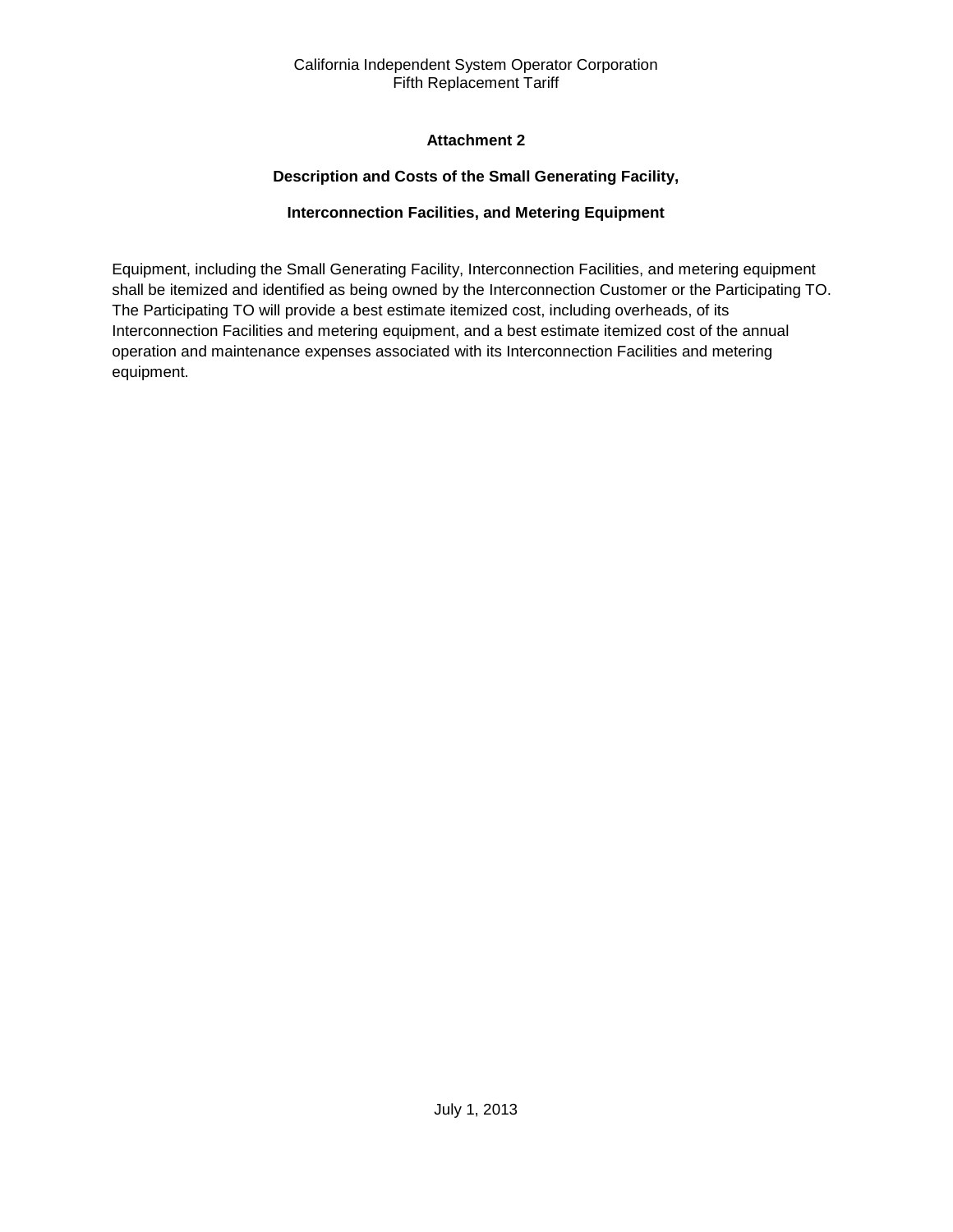## Attachment 2

### Description and Costs of the Small Generating Facility,

### Interconnection Facilities, and Metering Equipment

Equipment, including the Small Generating Facility, Interconnection Facilities, and metering equipment shall be itemized and identified as being owned by the Interconnection Customer or the Participating TO. The Participating TO will provide a best estimate itemized cost, including overheads, of its Interconnection Facilities and metering equipment, and a best estimate itemized cost of the annual operation and maintenance expenses associated with its Interconnection Facilities and metering equipment.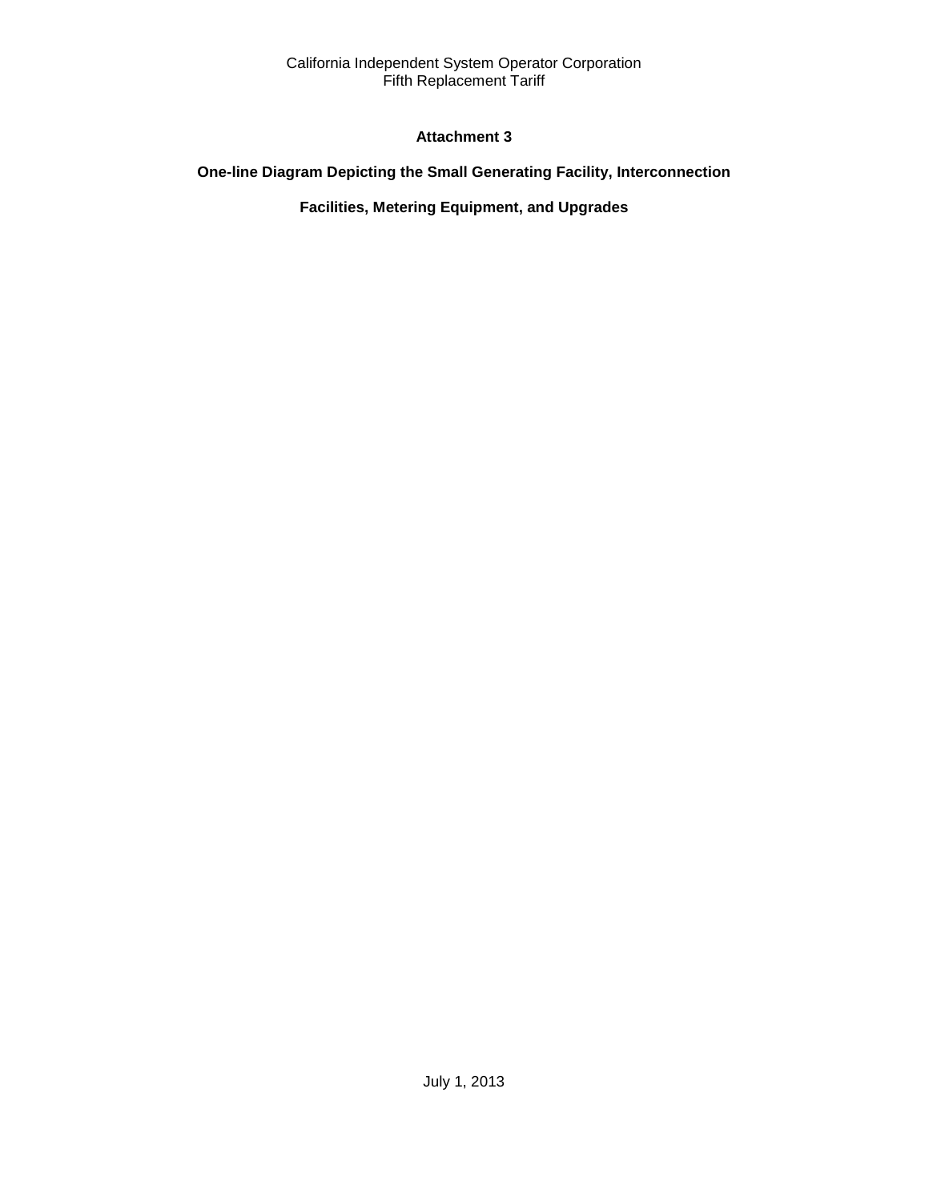# Attachment 3

## One-line Diagram Depicting the Small Generating Facility, Interconnection Facilities, Metering Equipment, and Upgrades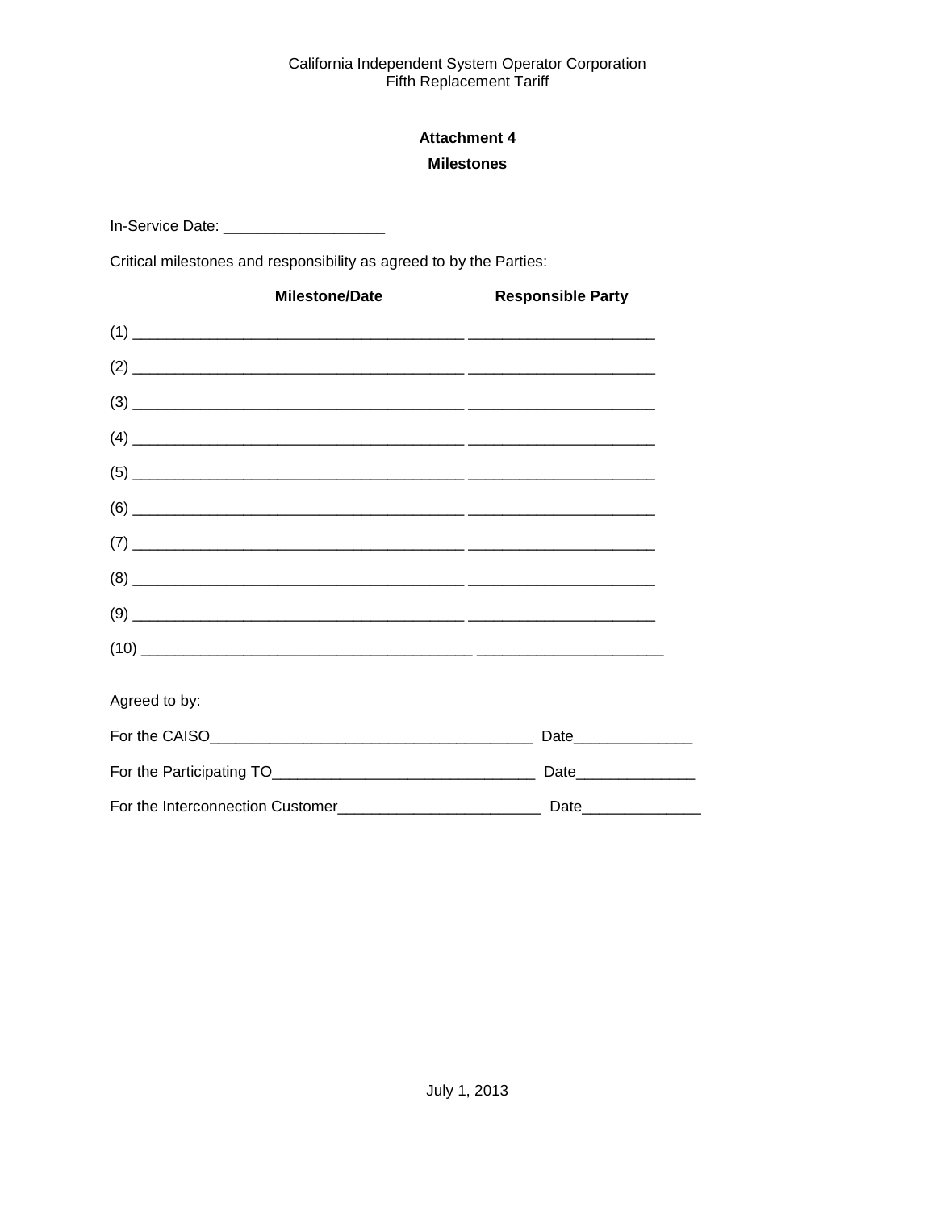## Attachment 4

## Milestones

In-Service Date: ___________________

Critical milestones and responsibility as agreed to by the Parties:

| Milestone/Date | Responsible Party |
| --- | --- |
| (1) _______________________________________ | _____________________ |
| (2) _______________________________________ | _____________________ |
| (3) _______________________________________ | _____________________ |
| (4) _______________________________________ | _____________________ |
| (5) _______________________________________ | _____________________ |
| (6) _______________________________________ | _____________________ |
| (7) _______________________________________ | _____________________ |
| (8) _______________________________________ | _____________________ |
| (9) _______________________________________ | _____________________ |
| (10) _______________________________________ | _____________________ |

Agreed to by:

For the CAISO______________________________________ Date______________

For the Participating TO______________________________ Date______________

For the Interconnection Customer_______________________ Date______________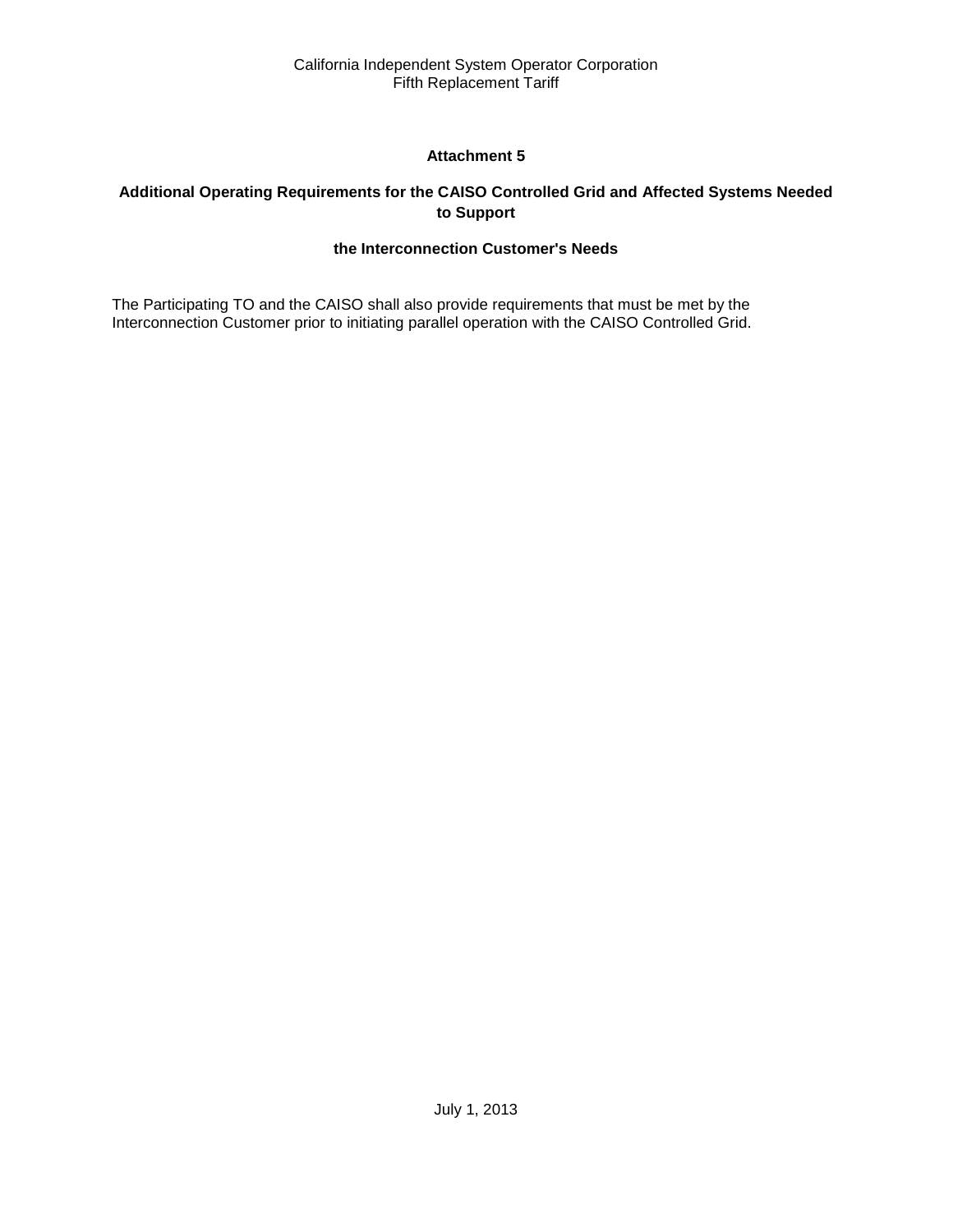## Attachment 5

### Additional Operating Requirements for the CAISO Controlled Grid and Affected Systems Needed to Support the Interconnection Customer's Needs

The Participating TO and the CAISO shall also provide requirements that must be met by the Interconnection Customer prior to initiating parallel operation with the CAISO Controlled Grid.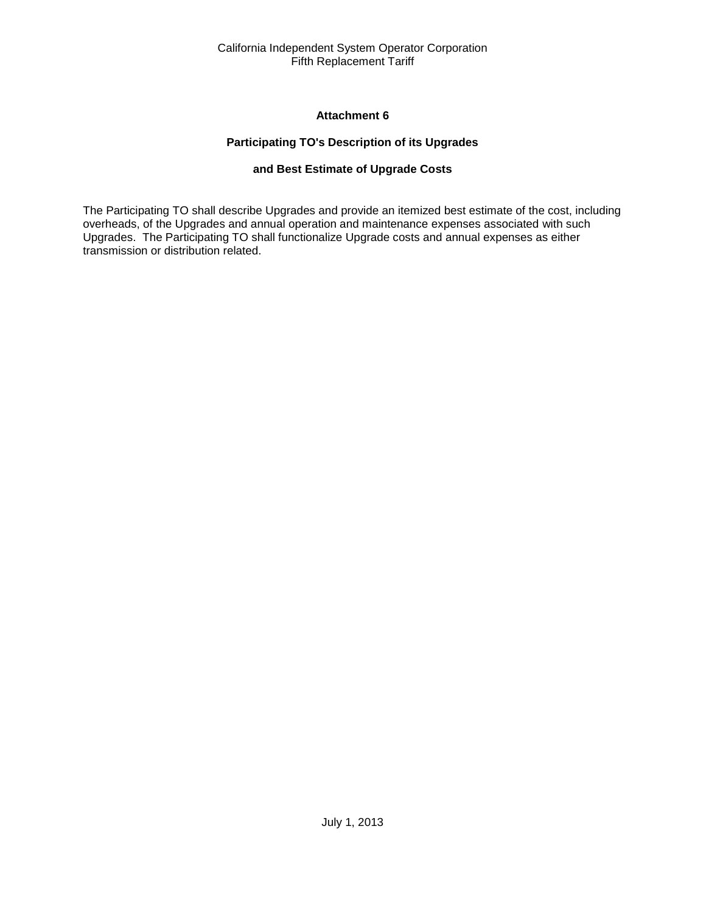## Attachment 6

### Participating TO's Description of its Upgrades

### and Best Estimate of Upgrade Costs

The Participating TO shall describe Upgrades and provide an itemized best estimate of the cost, including overheads, of the Upgrades and annual operation and maintenance expenses associated with such Upgrades. The Participating TO shall functionalize Upgrade costs and annual expenses as either transmission or distribution related.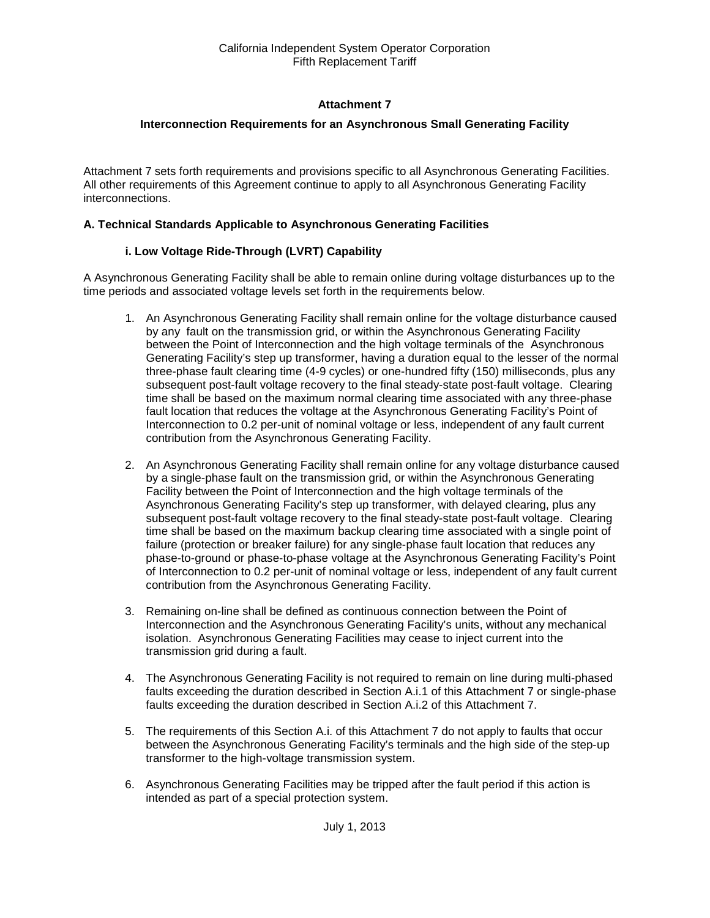**Attachment 7**

**Interconnection Requirements for an Asynchronous Small Generating Facility**

Attachment 7 sets forth requirements and provisions specific to all Asynchronous Generating Facilities. All other requirements of this Agreement continue to apply to all Asynchronous Generating Facility interconnections.

**A. Technical Standards Applicable to Asynchronous Generating Facilities**

**i. Low Voltage Ride-Through (LVRT) Capability**

A Asynchronous Generating Facility shall be able to remain online during voltage disturbances up to the time periods and associated voltage levels set forth in the requirements below.

1. An Asynchronous Generating Facility shall remain online for the voltage disturbance caused by any fault on the transmission grid, or within the Asynchronous Generating Facility between the Point of Interconnection and the high voltage terminals of the Asynchronous Generating Facility's step up transformer, having a duration equal to the lesser of the normal three-phase fault clearing time (4-9 cycles) or one-hundred fifty (150) milliseconds, plus any subsequent post-fault voltage recovery to the final steady-state post-fault voltage. Clearing time shall be based on the maximum normal clearing time associated with any three-phase fault location that reduces the voltage at the Asynchronous Generating Facility's Point of Interconnection to 0.2 per-unit of nominal voltage or less, independent of any fault current contribution from the Asynchronous Generating Facility.

2. An Asynchronous Generating Facility shall remain online for any voltage disturbance caused by a single-phase fault on the transmission grid, or within the Asynchronous Generating Facility between the Point of Interconnection and the high voltage terminals of the Asynchronous Generating Facility's step up transformer, with delayed clearing, plus any subsequent post-fault voltage recovery to the final steady-state post-fault voltage. Clearing time shall be based on the maximum backup clearing time associated with a single point of failure (protection or breaker failure) for any single-phase fault location that reduces any phase-to-ground or phase-to-phase voltage at the Asynchronous Generating Facility's Point of Interconnection to 0.2 per-unit of nominal voltage or less, independent of any fault current contribution from the Asynchronous Generating Facility.

3. Remaining on-line shall be defined as continuous connection between the Point of Interconnection and the Asynchronous Generating Facility's units, without any mechanical isolation. Asynchronous Generating Facilities may cease to inject current into the transmission grid during a fault.

4. The Asynchronous Generating Facility is not required to remain on line during multi-phased faults exceeding the duration described in Section A.i.1 of this Attachment 7 or single-phase faults exceeding the duration described in Section A.i.2 of this Attachment 7.

5. The requirements of this Section A.i. of this Attachment 7 do not apply to faults that occur between the Asynchronous Generating Facility's terminals and the high side of the step-up transformer to the high-voltage transmission system.

6. Asynchronous Generating Facilities may be tripped after the fault period if this action is intended as part of a special protection system.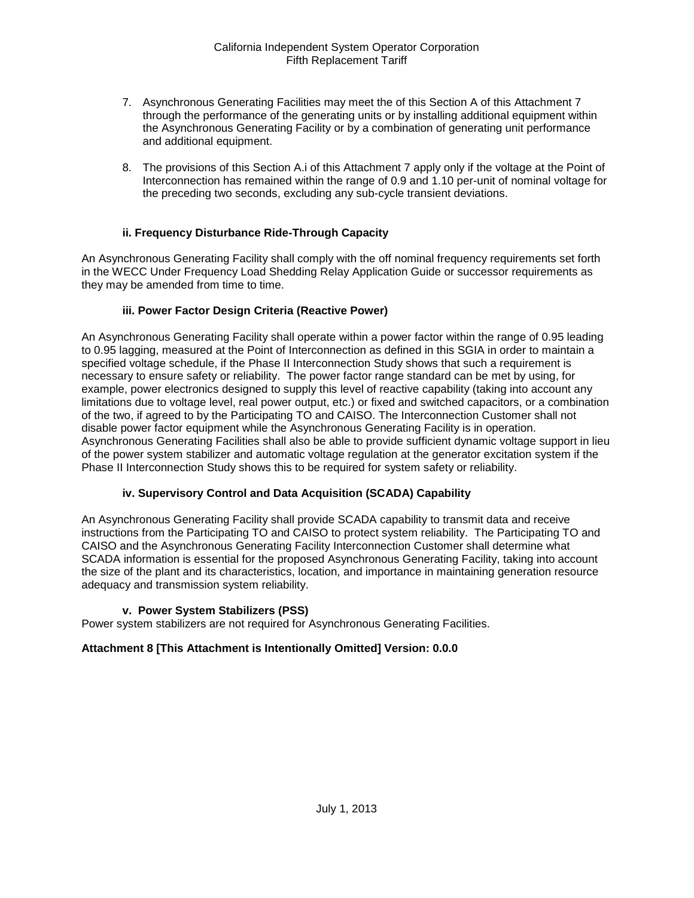7. Asynchronous Generating Facilities may meet the of this Section A of this Attachment 7 through the performance of the generating units or by installing additional equipment within the Asynchronous Generating Facility or by a combination of generating unit performance and additional equipment.

8. The provisions of this Section A.i of this Attachment 7 apply only if the voltage at the Point of Interconnection has remained within the range of 0.9 and 1.10 per-unit of nominal voltage for the preceding two seconds, excluding any sub-cycle transient deviations.

### ii. Frequency Disturbance Ride-Through Capacity

An Asynchronous Generating Facility shall comply with the off nominal frequency requirements set forth in the WECC Under Frequency Load Shedding Relay Application Guide or successor requirements as they may be amended from time to time.

### iii. Power Factor Design Criteria (Reactive Power)

An Asynchronous Generating Facility shall operate within a power factor within the range of 0.95 leading to 0.95 lagging, measured at the Point of Interconnection as defined in this SGIA in order to maintain a specified voltage schedule, if the Phase II Interconnection Study shows that such a requirement is necessary to ensure safety or reliability. The power factor range standard can be met by using, for example, power electronics designed to supply this level of reactive capability (taking into account any limitations due to voltage level, real power output, etc.) or fixed and switched capacitors, or a combination of the two, if agreed to by the Participating TO and CAISO. The Interconnection Customer shall not disable power factor equipment while the Asynchronous Generating Facility is in operation. Asynchronous Generating Facilities shall also be able to provide sufficient dynamic voltage support in lieu of the power system stabilizer and automatic voltage regulation at the generator excitation system if the Phase II Interconnection Study shows this to be required for system safety or reliability.

### iv. Supervisory Control and Data Acquisition (SCADA) Capability

An Asynchronous Generating Facility shall provide SCADA capability to transmit data and receive instructions from the Participating TO and CAISO to protect system reliability. The Participating TO and CAISO and the Asynchronous Generating Facility Interconnection Customer shall determine what SCADA information is essential for the proposed Asynchronous Generating Facility, taking into account the size of the plant and its characteristics, location, and importance in maintaining generation resource adequacy and transmission system reliability.

### v. Power System Stabilizers (PSS)

Power system stabilizers are not required for Asynchronous Generating Facilities.

## Attachment 8 [This Attachment is Intentionally Omitted] Version: 0.0.0